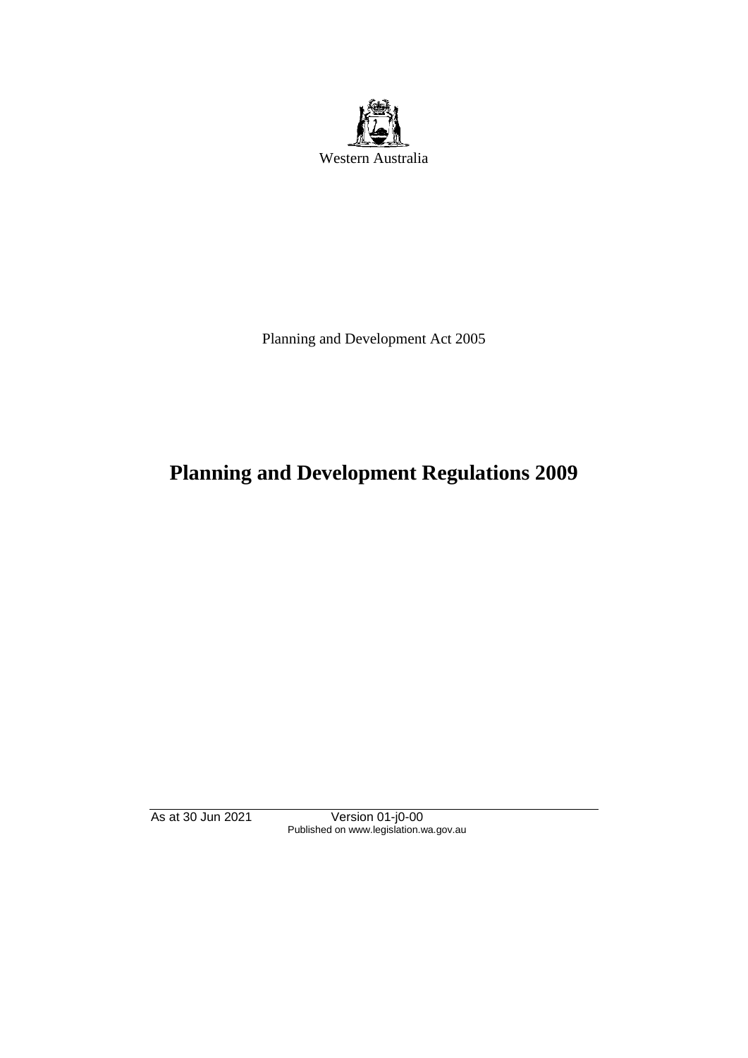Western Australia

Planning and Development Act 2005

# Planning and Development Regulations 2009

As at 30 Jun 2021 Version 01-j0-00
Published on www.legislation.wa.gov.au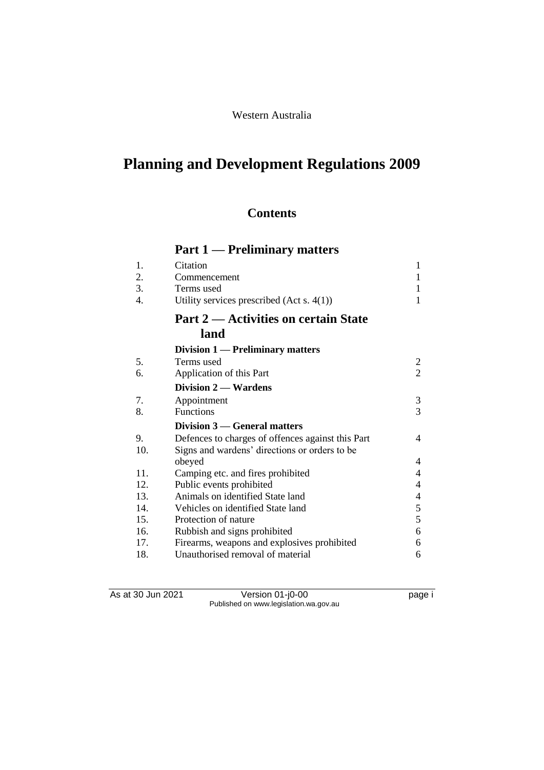Western Australia

# Planning and Development Regulations 2009

## Contents

### Part 1 — Preliminary matters

| | | |
|---|---|---|
| 1. | Citation | 1 |
| 2. | Commencement | 1 |
| 3. | Terms used | 1 |
| 4. | Utility services prescribed (Act s. 4(1)) | 1 |

### Part 2 — Activities on certain State land

#### Division 1 — Preliminary matters

| | | |
|---|---|---|
| 5. | Terms used | 2 |
| 6. | Application of this Part | 2 |

#### Division 2 — Wardens

| | | |
|---|---|---|
| 7. | Appointment | 3 |
| 8. | Functions | 3 |

#### Division 3 — General matters

| | | |
|---|---|---|
| 9. | Defences to charges of offences against this Part | 4 |
| 10. | Signs and wardens' directions or orders to be obeyed | 4 |
| 11. | Camping etc. and fires prohibited | 4 |
| 12. | Public events prohibited | 4 |
| 13. | Animals on identified State land | 4 |
| 14. | Vehicles on identified State land | 5 |
| 15. | Protection of nature | 5 |
| 16. | Rubbish and signs prohibited | 6 |
| 17. | Firearms, weapons and explosives prohibited | 6 |
| 18. | Unauthorised removal of material | 6 |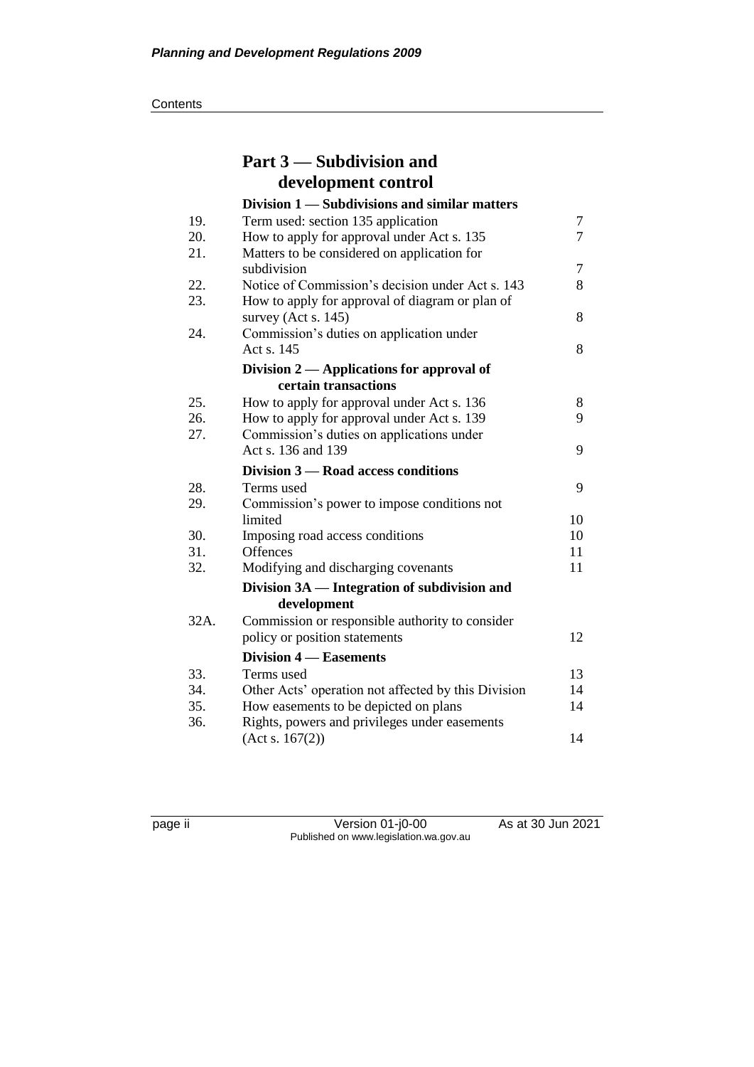## Part 3 — Subdivision and development control

### Division 1 — Subdivisions and similar matters

| | | |
|---|---|---|
| 19. | Term used: section 135 application | 7 |
| 20. | How to apply for approval under Act s. 135 | 7 |
| 21. | Matters to be considered on application for subdivision | 7 |
| 22. | Notice of Commission's decision under Act s. 143 | 8 |
| 23. | How to apply for approval of diagram or plan of survey (Act s. 145) | 8 |
| 24. | Commission's duties on application under Act s. 145 | 8 |

### Division 2 — Applications for approval of certain transactions

| | | |
|---|---|---|
| 25. | How to apply for approval under Act s. 136 | 8 |
| 26. | How to apply for approval under Act s. 139 | 9 |
| 27. | Commission's duties on applications under Act s. 136 and 139 | 9 |

### Division 3 — Road access conditions

| | | |
|---|---|---|
| 28. | Terms used | 9 |
| 29. | Commission's power to impose conditions not limited | 10 |
| 30. | Imposing road access conditions | 10 |
| 31. | Offences | 11 |
| 32. | Modifying and discharging covenants | 11 |

### Division 3A — Integration of subdivision and development

| | | |
|---|---|---|
| 32A. | Commission or responsible authority to consider policy or position statements | 12 |

### Division 4 — Easements

| | | |
|---|---|---|
| 33. | Terms used | 13 |
| 34. | Other Acts' operation not affected by this Division | 14 |
| 35. | How easements to be depicted on plans | 14 |
| 36. | Rights, powers and privileges under easements (Act s. 167(2)) | 14 |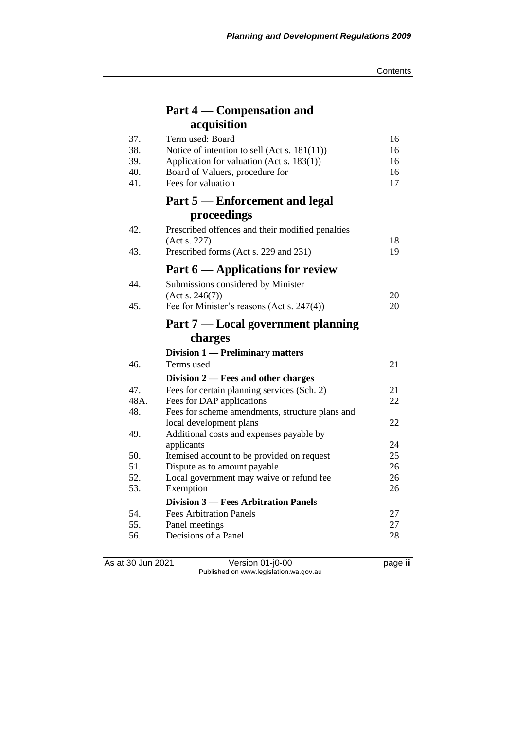## Part 4 — Compensation and acquisition

| | | |
|---|---|---|
| 37. | Term used: Board | 16 |
| 38. | Notice of intention to sell (Act s. 181(11)) | 16 |
| 39. | Application for valuation (Act s. 183(1)) | 16 |
| 40. | Board of Valuers, procedure for | 16 |
| 41. | Fees for valuation | 17 |

## Part 5 — Enforcement and legal proceedings

| | | |
|---|---|---|
| 42. | Prescribed offences and their modified penalties (Act s. 227) | 18 |
| 43. | Prescribed forms (Act s. 229 and 231) | 19 |

## Part 6 — Applications for review

| | | |
|---|---|---|
| 44. | Submissions considered by Minister (Act s. 246(7)) | 20 |
| 45. | Fee for Minister's reasons (Act s. 247(4)) | 20 |

## Part 7 — Local government planning charges

### Division 1 — Preliminary matters

| | | |
|---|---|---|
| 46. | Terms used | 21 |

### Division 2 — Fees and other charges

| | | |
|---|---|---|
| 47. | Fees for certain planning services (Sch. 2) | 21 |
| 48A. | Fees for DAP applications | 22 |
| 48. | Fees for scheme amendments, structure plans and local development plans | 22 |
| 49. | Additional costs and expenses payable by applicants | 24 |
| 50. | Itemised account to be provided on request | 25 |
| 51. | Dispute as to amount payable | 26 |
| 52. | Local government may waive or refund fee | 26 |
| 53. | Exemption | 26 |

### Division 3 — Fees Arbitration Panels

| | | |
|---|---|---|
| 54. | Fees Arbitration Panels | 27 |
| 55. | Panel meetings | 27 |
| 56. | Decisions of a Panel | 28 |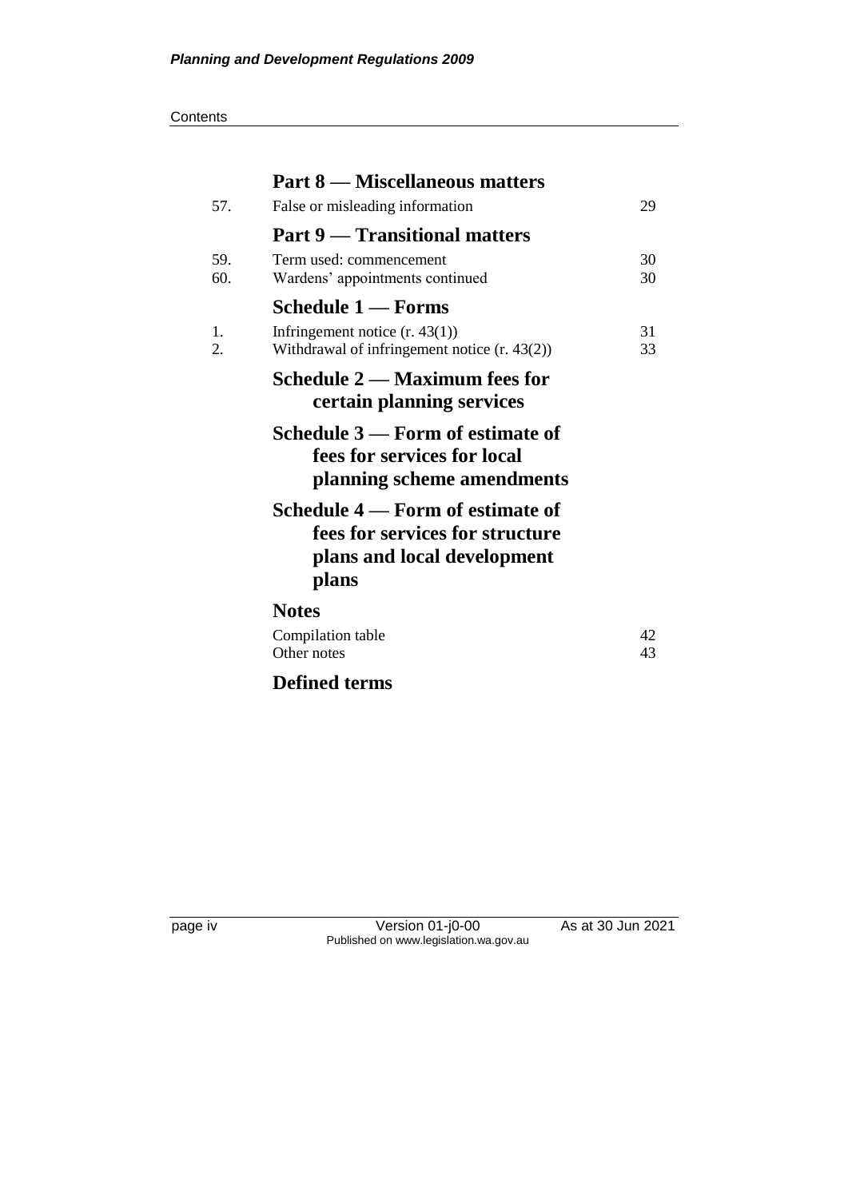## Part 8 — Miscellaneous matters

| | | |
|---|---|---|
| 57. | False or misleading information | 29 |

## Part 9 — Transitional matters

| | | |
|---|---|---|
| 59. | Term used: commencement | 30 |
| 60. | Wardens' appointments continued | 30 |

## Schedule 1 — Forms

| | | |
|---|---|---|
| 1. | Infringement notice (r. 43(1)) | 31 |
| 2. | Withdrawal of infringement notice (r. 43(2)) | 33 |

## Schedule 2 — Maximum fees for certain planning services

## Schedule 3 — Form of estimate of fees for services for local planning scheme amendments

## Schedule 4 — Form of estimate of fees for services for structure plans and local development plans

## Notes

| | |
|---|---|
| Compilation table | 42 |
| Other notes | 43 |

## Defined terms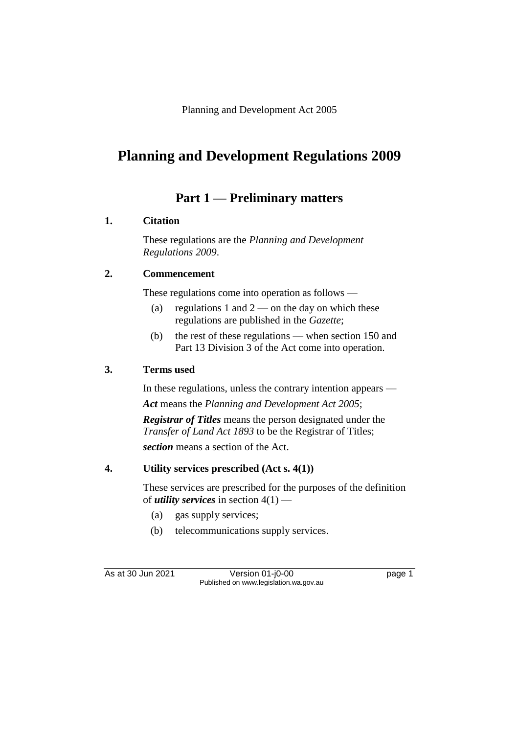Planning and Development Act 2005

# Planning and Development Regulations 2009

## Part 1 — Preliminary matters

**1. Citation**

These regulations are the *Planning and Development Regulations 2009*.

**2. Commencement**

These regulations come into operation as follows —

(a) regulations 1 and 2 — on the day on which these regulations are published in the *Gazette*;

(b) the rest of these regulations — when section 150 and Part 13 Division 3 of the Act come into operation.

**3. Terms used**

In these regulations, unless the contrary intention appears —

***Act*** means the *Planning and Development Act 2005*;

***Registrar of Titles*** means the person designated under the *Transfer of Land Act 1893* to be the Registrar of Titles;

***section*** means a section of the Act.

**4. Utility services prescribed (Act s. 4(1))**

These services are prescribed for the purposes of the definition of ***utility services*** in section 4(1) —

(a) gas supply services;

(b) telecommunications supply services.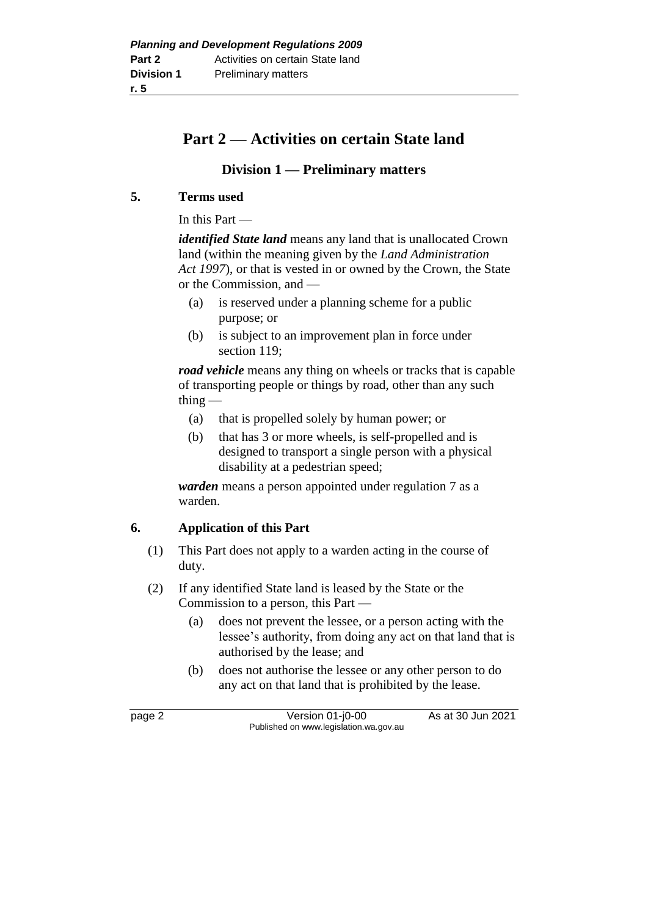# Part 2 — Activities on certain State land

## Division 1 — Preliminary matters

### 5. Terms used

In this Part —

***identified State land*** means any land that is unallocated Crown land (within the meaning given by the *Land Administration Act 1997*), or that is vested in or owned by the Crown, the State or the Commission, and —

- (a) is reserved under a planning scheme for a public purpose; or
- (b) is subject to an improvement plan in force under section 119;

***road vehicle*** means any thing on wheels or tracks that is capable of transporting people or things by road, other than any such thing —

- (a) that is propelled solely by human power; or
- (b) that has 3 or more wheels, is self-propelled and is designed to transport a single person with a physical disability at a pedestrian speed;

***warden*** means a person appointed under regulation 7 as a warden.

### 6. Application of this Part

(1) This Part does not apply to a warden acting in the course of duty.

(2) If any identified State land is leased by the State or the Commission to a person, this Part —

- (a) does not prevent the lessee, or a person acting with the lessee's authority, from doing any act on that land that is authorised by the lease; and
- (b) does not authorise the lessee or any other person to do any act on that land that is prohibited by the lease.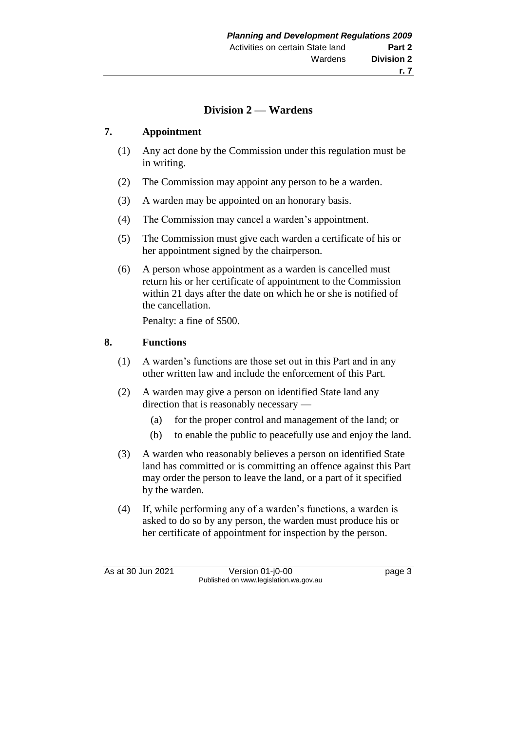## Division 2 — Wardens

### 7. Appointment

(1) Any act done by the Commission under this regulation must be in writing.

(2) The Commission may appoint any person to be a warden.

(3) A warden may be appointed on an honorary basis.

(4) The Commission may cancel a warden's appointment.

(5) The Commission must give each warden a certificate of his or her appointment signed by the chairperson.

(6) A person whose appointment as a warden is cancelled must return his or her certificate of appointment to the Commission within 21 days after the date on which he or she is notified of the cancellation.

Penalty: a fine of $500.

### 8. Functions

(1) A warden's functions are those set out in this Part and in any other written law and include the enforcement of this Part.

(2) A warden may give a person on identified State land any direction that is reasonably necessary —

(a) for the proper control and management of the land; or

(b) to enable the public to peacefully use and enjoy the land.

(3) A warden who reasonably believes a person on identified State land has committed or is committing an offence against this Part may order the person to leave the land, or a part of it specified by the warden.

(4) If, while performing any of a warden's functions, a warden is asked to do so by any person, the warden must produce his or her certificate of appointment for inspection by the person.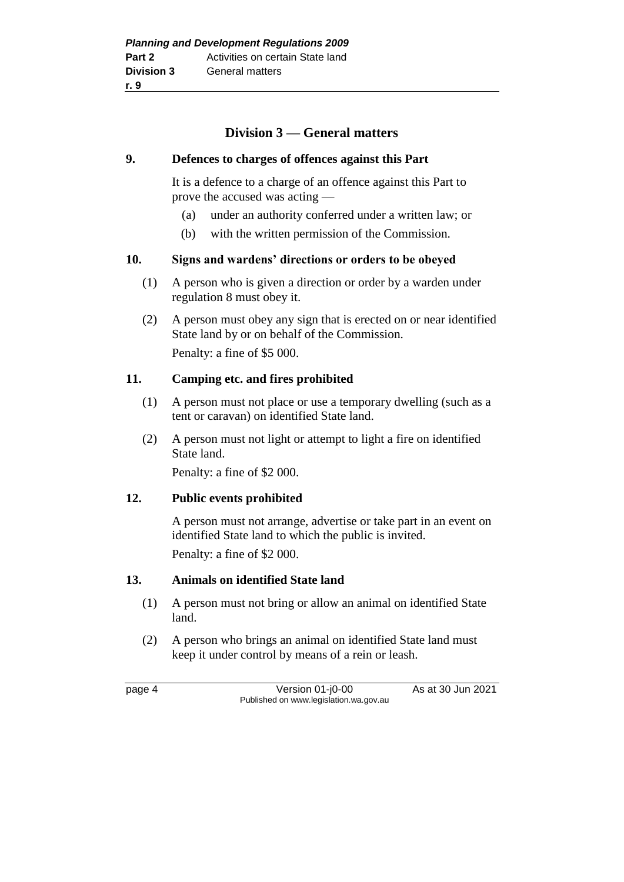## Division 3 — General matters

**9. Defences to charges of offences against this Part**

It is a defence to a charge of an offence against this Part to prove the accused was acting —

(a) under an authority conferred under a written law; or

(b) with the written permission of the Commission.

**10. Signs and wardens' directions or orders to be obeyed**

(1) A person who is given a direction or order by a warden under regulation 8 must obey it.

(2) A person must obey any sign that is erected on or near identified State land by or on behalf of the Commission.

Penalty: a fine of $5 000.

**11. Camping etc. and fires prohibited**

(1) A person must not place or use a temporary dwelling (such as a tent or caravan) on identified State land.

(2) A person must not light or attempt to light a fire on identified State land.

Penalty: a fine of $2 000.

**12. Public events prohibited**

A person must not arrange, advertise or take part in an event on identified State land to which the public is invited.

Penalty: a fine of $2 000.

**13. Animals on identified State land**

(1) A person must not bring or allow an animal on identified State land.

(2) A person who brings an animal on identified State land must keep it under control by means of a rein or leash.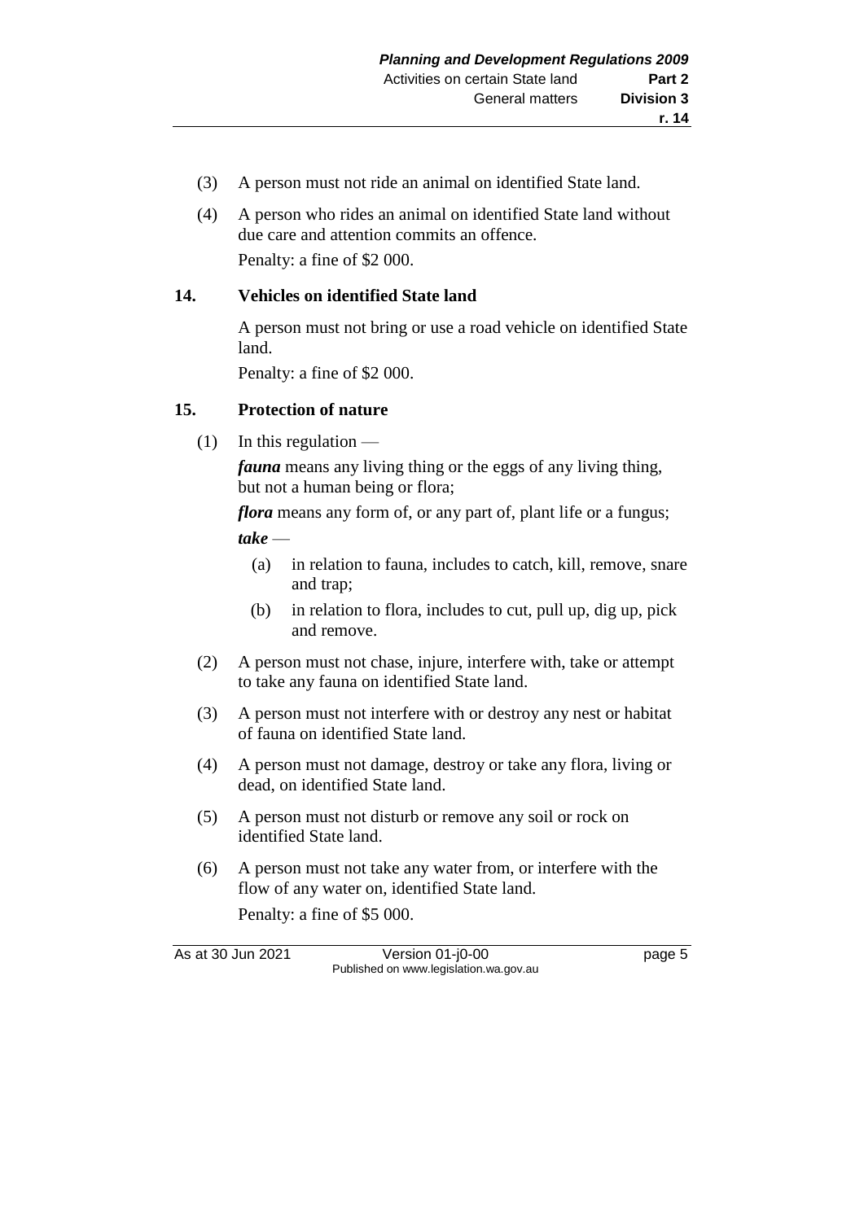(3) A person must not ride an animal on identified State land.

(4) A person who rides an animal on identified State land without due care and attention commits an offence.

Penalty: a fine of $2 000.

### 14. Vehicles on identified State land

A person must not bring or use a road vehicle on identified State land.

Penalty: a fine of $2 000.

### 15. Protection of nature

(1) In this regulation —

***fauna*** means any living thing or the eggs of any living thing, but not a human being or flora;

***flora*** means any form of, or any part of, plant life or a fungus;

***take*** —

  (a) in relation to fauna, includes to catch, kill, remove, snare and trap;

  (b) in relation to flora, includes to cut, pull up, dig up, pick and remove.

(2) A person must not chase, injure, interfere with, take or attempt to take any fauna on identified State land.

(3) A person must not interfere with or destroy any nest or habitat of fauna on identified State land.

(4) A person must not damage, destroy or take any flora, living or dead, on identified State land.

(5) A person must not disturb or remove any soil or rock on identified State land.

(6) A person must not take any water from, or interfere with the flow of any water on, identified State land.

Penalty: a fine of $5 000.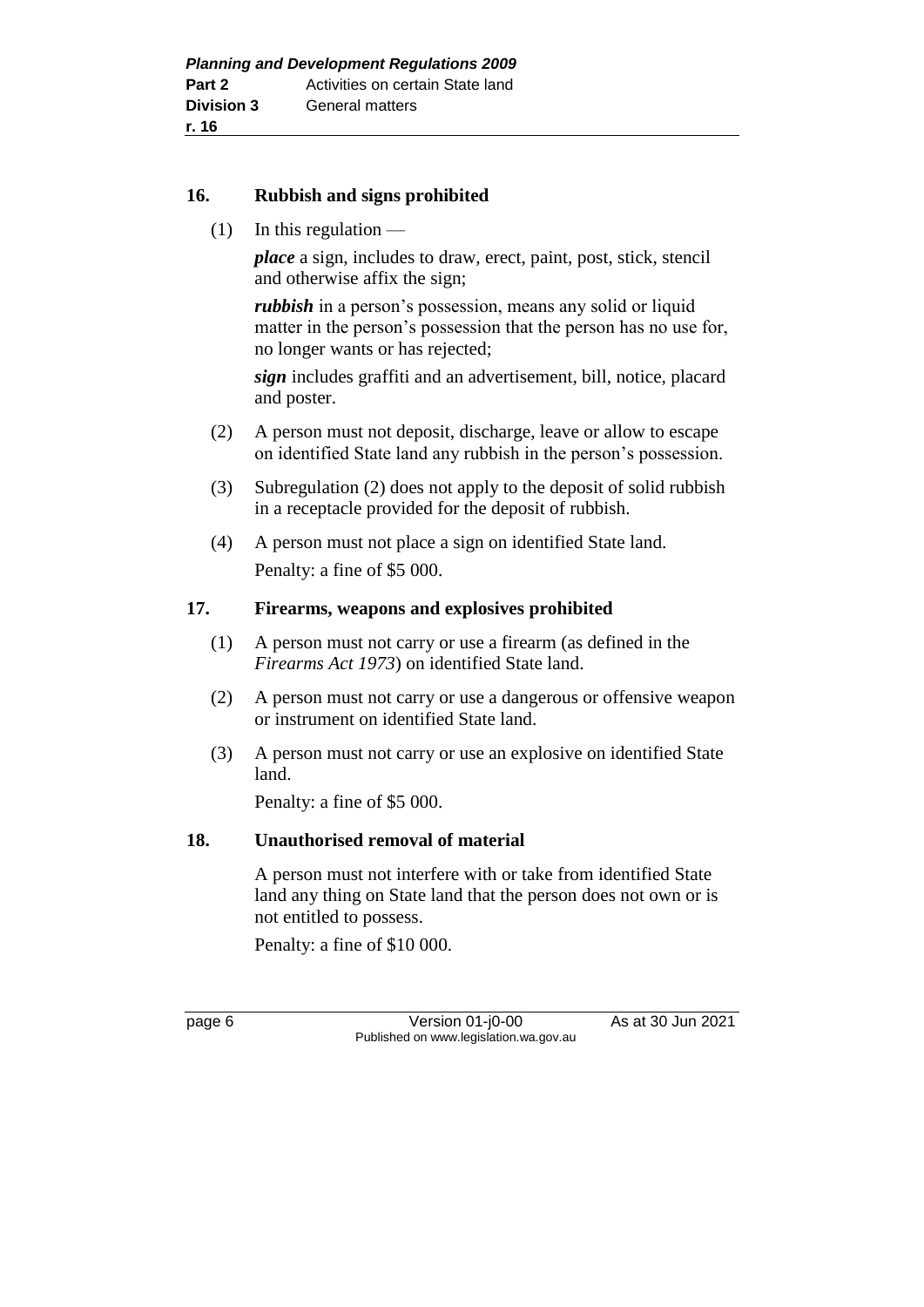## 16. Rubbish and signs prohibited

(1) In this regulation —

***place*** a sign, includes to draw, erect, paint, post, stick, stencil and otherwise affix the sign;

***rubbish*** in a person's possession, means any solid or liquid matter in the person's possession that the person has no use for, no longer wants or has rejected;

***sign*** includes graffiti and an advertisement, bill, notice, placard and poster.

(2) A person must not deposit, discharge, leave or allow to escape on identified State land any rubbish in the person's possession.

(3) Subregulation (2) does not apply to the deposit of solid rubbish in a receptacle provided for the deposit of rubbish.

(4) A person must not place a sign on identified State land.

Penalty: a fine of $5 000.

## 17. Firearms, weapons and explosives prohibited

(1) A person must not carry or use a firearm (as defined in the *Firearms Act 1973*) on identified State land.

(2) A person must not carry or use a dangerous or offensive weapon or instrument on identified State land.

(3) A person must not carry or use an explosive on identified State land.

Penalty: a fine of $5 000.

## 18. Unauthorised removal of material

A person must not interfere with or take from identified State land any thing on State land that the person does not own or is not entitled to possess.

Penalty: a fine of $10 000.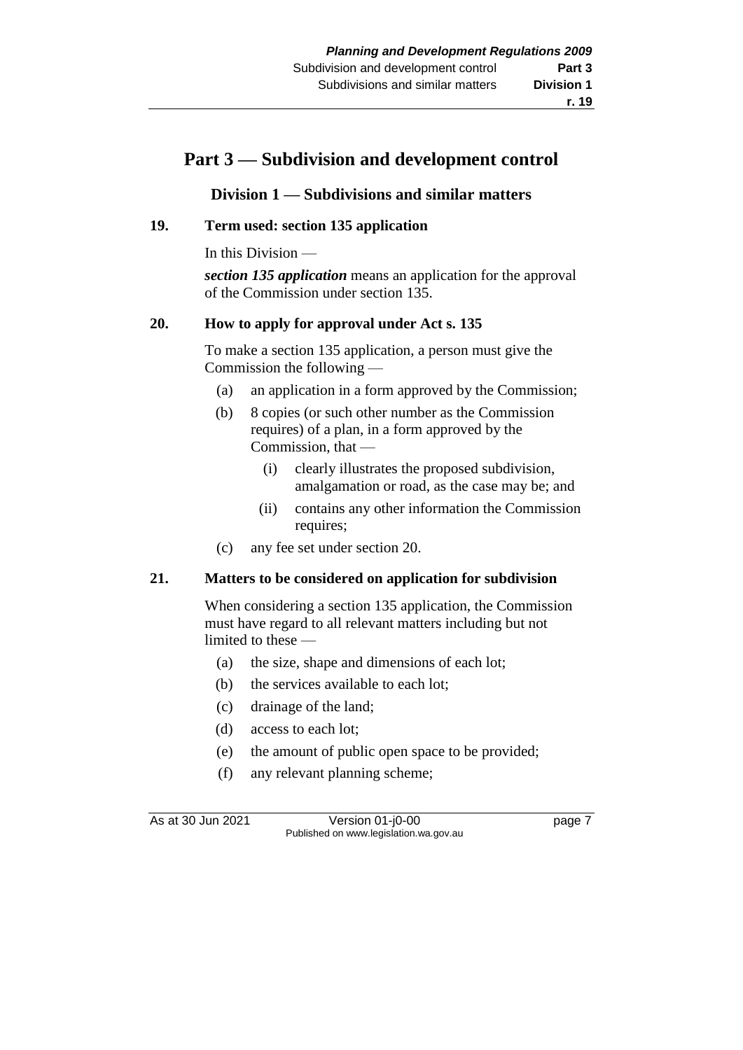# Part 3 — Subdivision and development control

## Division 1 — Subdivisions and similar matters

### 19. Term used: section 135 application

In this Division —

***section 135 application*** means an application for the approval of the Commission under section 135.

### 20. How to apply for approval under Act s. 135

To make a section 135 application, a person must give the Commission the following —

- (a) an application in a form approved by the Commission;
- (b) 8 copies (or such other number as the Commission requires) of a plan, in a form approved by the Commission, that —
  - (i) clearly illustrates the proposed subdivision, amalgamation or road, as the case may be; and
  - (ii) contains any other information the Commission requires;
- (c) any fee set under section 20.

### 21. Matters to be considered on application for subdivision

When considering a section 135 application, the Commission must have regard to all relevant matters including but not limited to these —

- (a) the size, shape and dimensions of each lot;
- (b) the services available to each lot;
- (c) drainage of the land;
- (d) access to each lot;
- (e) the amount of public open space to be provided;
- (f) any relevant planning scheme;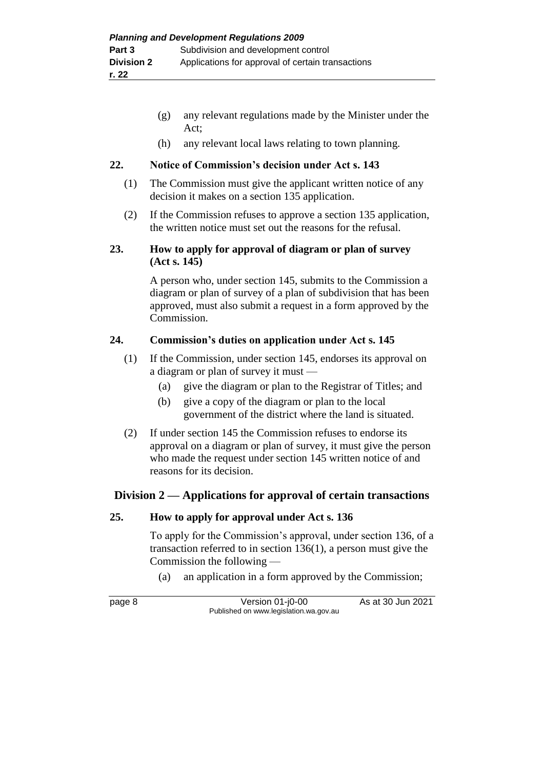(g) any relevant regulations made by the Minister under the Act;

(h) any relevant local laws relating to town planning.

### 22. Notice of Commission's decision under Act s. 143

(1) The Commission must give the applicant written notice of any decision it makes on a section 135 application.

(2) If the Commission refuses to approve a section 135 application, the written notice must set out the reasons for the refusal.

### 23. How to apply for approval of diagram or plan of survey (Act s. 145)

A person who, under section 145, submits to the Commission a diagram or plan of survey of a plan of subdivision that has been approved, must also submit a request in a form approved by the Commission.

### 24. Commission's duties on application under Act s. 145

(1) If the Commission, under section 145, endorses its approval on a diagram or plan of survey it must —

(a) give the diagram or plan to the Registrar of Titles; and

(b) give a copy of the diagram or plan to the local government of the district where the land is situated.

(2) If under section 145 the Commission refuses to endorse its approval on a diagram or plan of survey, it must give the person who made the request under section 145 written notice of and reasons for its decision.

## Division 2 — Applications for approval of certain transactions

### 25. How to apply for approval under Act s. 136

To apply for the Commission's approval, under section 136, of a transaction referred to in section 136(1), a person must give the Commission the following —

(a) an application in a form approved by the Commission;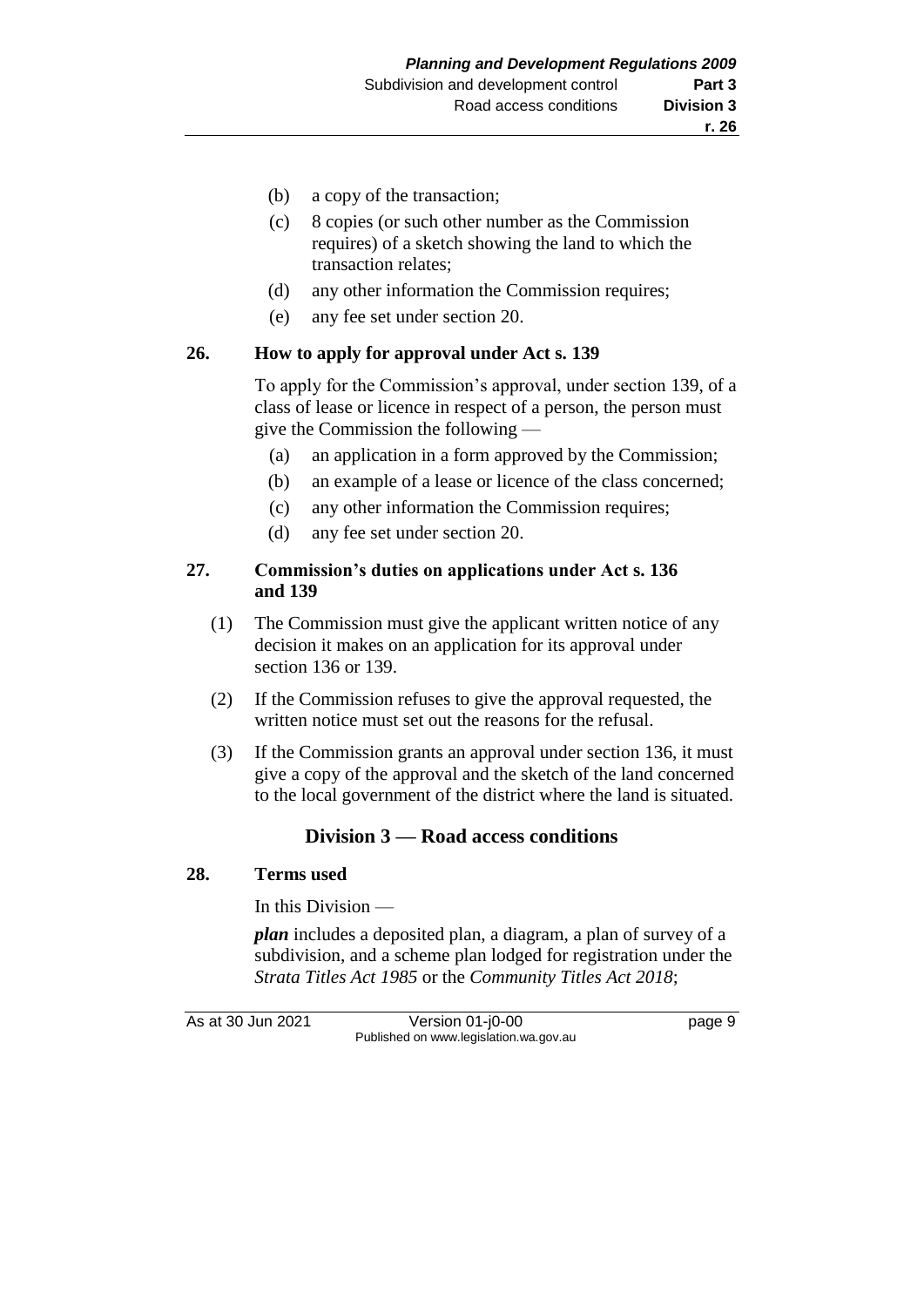(b) a copy of the transaction;

(c) 8 copies (or such other number as the Commission requires) of a sketch showing the land to which the transaction relates;

(d) any other information the Commission requires;

(e) any fee set under section 20.

**26. How to apply for approval under Act s. 139**

To apply for the Commission's approval, under section 139, of a class of lease or licence in respect of a person, the person must give the Commission the following —

(a) an application in a form approved by the Commission;

(b) an example of a lease or licence of the class concerned;

(c) any other information the Commission requires;

(d) any fee set under section 20.

**27. Commission's duties on applications under Act s. 136 and 139**

(1) The Commission must give the applicant written notice of any decision it makes on an application for its approval under section 136 or 139.

(2) If the Commission refuses to give the approval requested, the written notice must set out the reasons for the refusal.

(3) If the Commission grants an approval under section 136, it must give a copy of the approval and the sketch of the land concerned to the local government of the district where the land is situated.

## Division 3 — Road access conditions

**28. Terms used**

In this Division —

***plan*** includes a deposited plan, a diagram, a plan of survey of a subdivision, and a scheme plan lodged for registration under the *Strata Titles Act 1985* or the *Community Titles Act 2018*;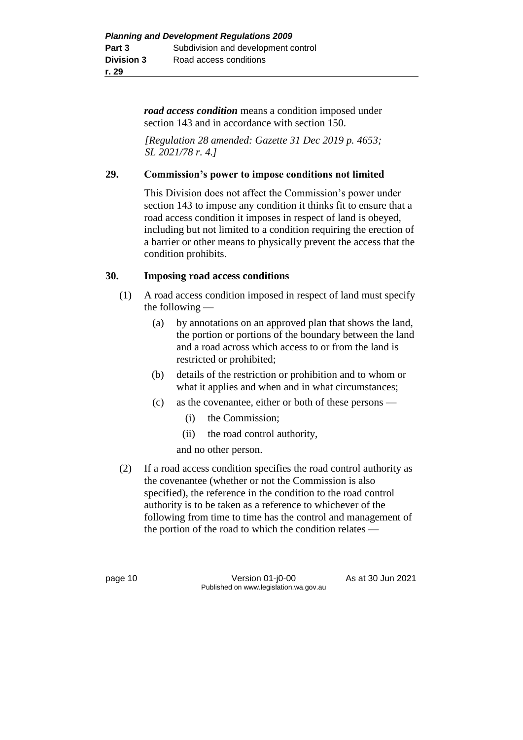***road access condition*** means a condition imposed under section 143 and in accordance with section 150.

*[Regulation 28 amended: Gazette 31 Dec 2019 p. 4653; SL 2021/78 r. 4.]*

### 29. Commission's power to impose conditions not limited

This Division does not affect the Commission's power under section 143 to impose any condition it thinks fit to ensure that a road access condition it imposes in respect of land is obeyed, including but not limited to a condition requiring the erection of a barrier or other means to physically prevent the access that the condition prohibits.

### 30. Imposing road access conditions

(1) A road access condition imposed in respect of land must specify the following —

- (a) by annotations on an approved plan that shows the land, the portion or portions of the boundary between the land and a road across which access to or from the land is restricted or prohibited;
- (b) details of the restriction or prohibition and to whom or what it applies and when and in what circumstances;
- (c) as the covenantee, either or both of these persons —
  - (i) the Commission;
  - (ii) the road control authority,

  and no other person.

(2) If a road access condition specifies the road control authority as the covenantee (whether or not the Commission is also specified), the reference in the condition to the road control authority is to be taken as a reference to whichever of the following from time to time has the control and management of the portion of the road to which the condition relates —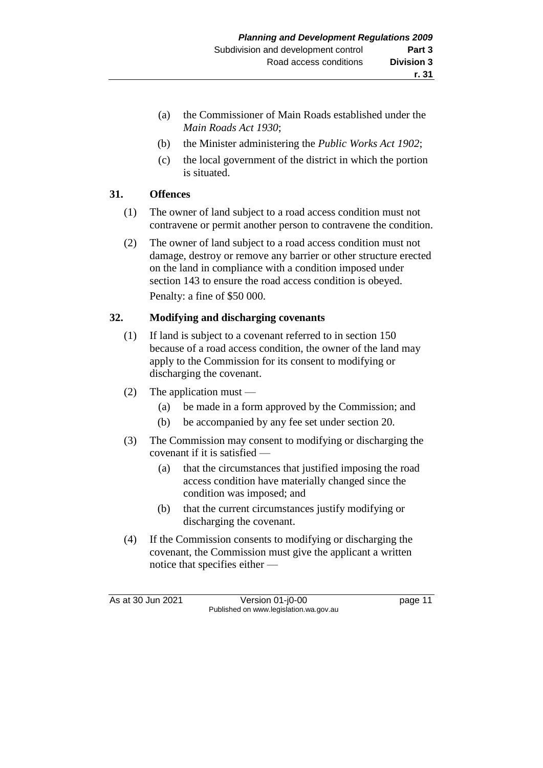(a) the Commissioner of Main Roads established under the *Main Roads Act 1930*;

(b) the Minister administering the *Public Works Act 1902*;

(c) the local government of the district in which the portion is situated.

## 31. Offences

(1) The owner of land subject to a road access condition must not contravene or permit another person to contravene the condition.

(2) The owner of land subject to a road access condition must not damage, destroy or remove any barrier or other structure erected on the land in compliance with a condition imposed under section 143 to ensure the road access condition is obeyed.

Penalty: a fine of $50 000.

## 32. Modifying and discharging covenants

(1) If land is subject to a covenant referred to in section 150 because of a road access condition, the owner of the land may apply to the Commission for its consent to modifying or discharging the covenant.

(2) The application must —

(a) be made in a form approved by the Commission; and

(b) be accompanied by any fee set under section 20.

(3) The Commission may consent to modifying or discharging the covenant if it is satisfied —

(a) that the circumstances that justified imposing the road access condition have materially changed since the condition was imposed; and

(b) that the current circumstances justify modifying or discharging the covenant.

(4) If the Commission consents to modifying or discharging the covenant, the Commission must give the applicant a written notice that specifies either —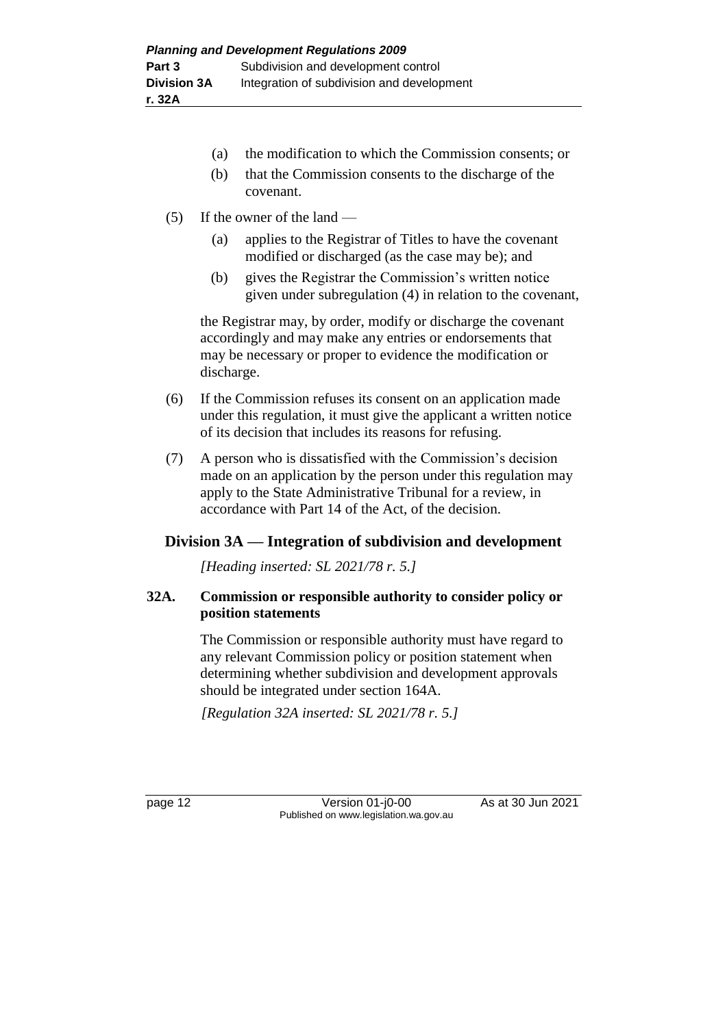(a) the modification to which the Commission consents; or

(b) that the Commission consents to the discharge of the covenant.

(5) If the owner of the land —

(a) applies to the Registrar of Titles to have the covenant modified or discharged (as the case may be); and

(b) gives the Registrar the Commission's written notice given under subregulation (4) in relation to the covenant,

the Registrar may, by order, modify or discharge the covenant accordingly and may make any entries or endorsements that may be necessary or proper to evidence the modification or discharge.

(6) If the Commission refuses its consent on an application made under this regulation, it must give the applicant a written notice of its decision that includes its reasons for refusing.

(7) A person who is dissatisfied with the Commission's decision made on an application by the person under this regulation may apply to the State Administrative Tribunal for a review, in accordance with Part 14 of the Act, of the decision.

## Division 3A — Integration of subdivision and development

*[Heading inserted: SL 2021/78 r. 5.]*

### 32A. Commission or responsible authority to consider policy or position statements

The Commission or responsible authority must have regard to any relevant Commission policy or position statement when determining whether subdivision and development approvals should be integrated under section 164A.

*[Regulation 32A inserted: SL 2021/78 r. 5.]*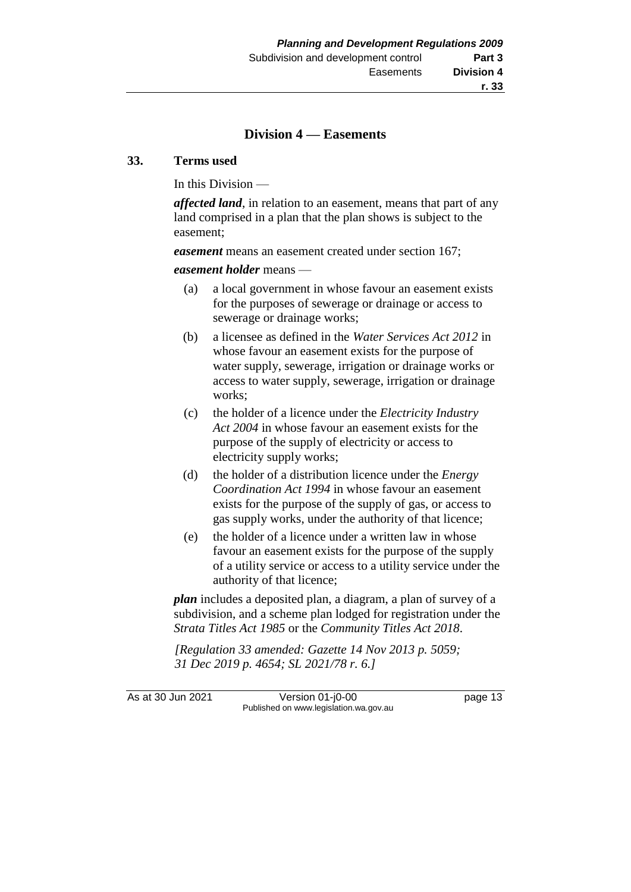## Division 4 — Easements

### 33. Terms used

In this Division —

***affected land***, in relation to an easement, means that part of any land comprised in a plan that the plan shows is subject to the easement;

***easement*** means an easement created under section 167;

***easement holder*** means —

- (a) a local government in whose favour an easement exists for the purposes of sewerage or drainage or access to sewerage or drainage works;
- (b) a licensee as defined in the *Water Services Act 2012* in whose favour an easement exists for the purpose of water supply, sewerage, irrigation or drainage works or access to water supply, sewerage, irrigation or drainage works;
- (c) the holder of a licence under the *Electricity Industry Act 2004* in whose favour an easement exists for the purpose of the supply of electricity or access to electricity supply works;
- (d) the holder of a distribution licence under the *Energy Coordination Act 1994* in whose favour an easement exists for the purpose of the supply of gas, or access to gas supply works, under the authority of that licence;
- (e) the holder of a licence under a written law in whose favour an easement exists for the purpose of the supply of a utility service or access to a utility service under the authority of that licence;

***plan*** includes a deposited plan, a diagram, a plan of survey of a subdivision, and a scheme plan lodged for registration under the *Strata Titles Act 1985* or the *Community Titles Act 2018*.

*[Regulation 33 amended: Gazette 14 Nov 2013 p. 5059; 31 Dec 2019 p. 4654; SL 2021/78 r. 6.]*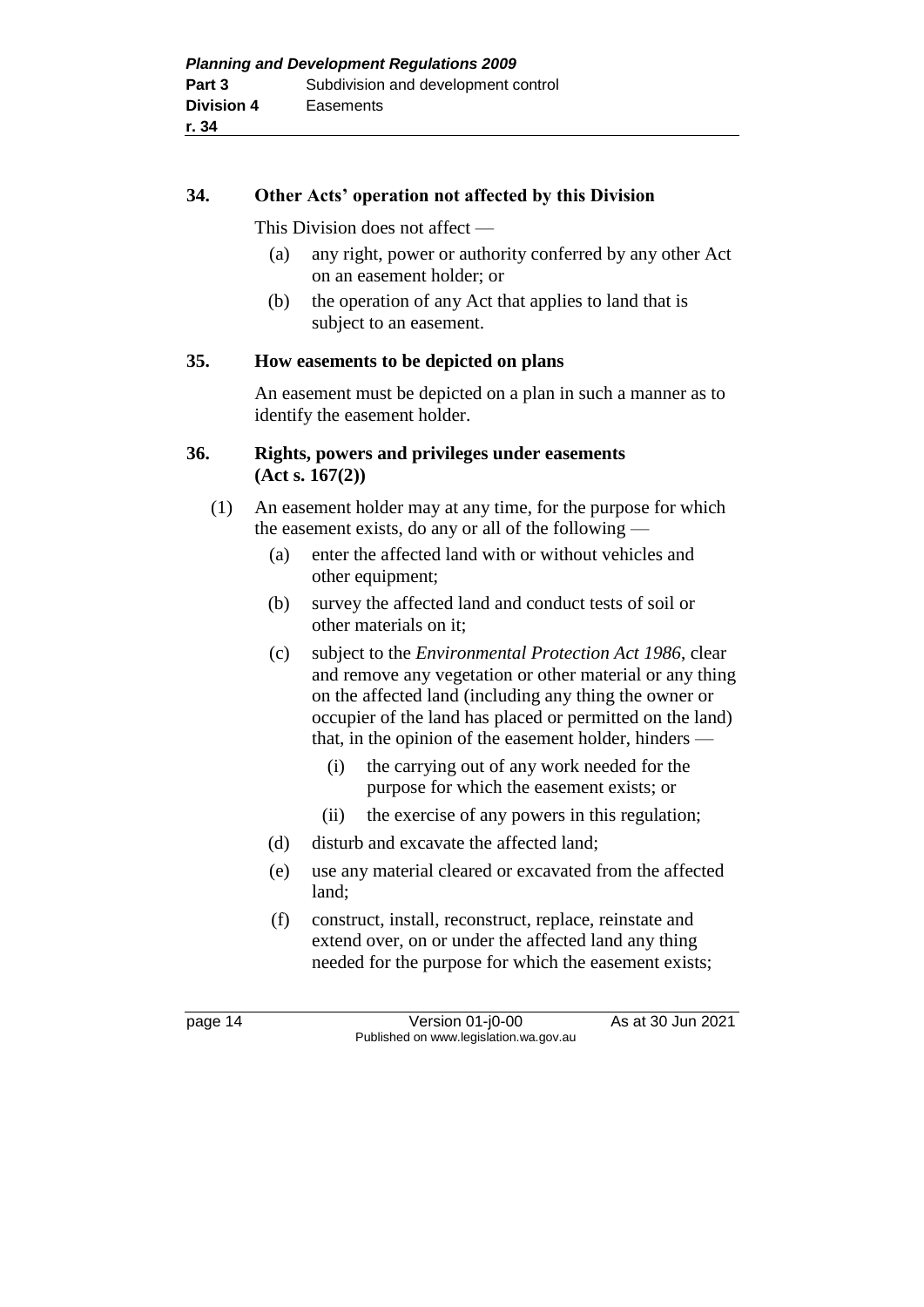### 34. Other Acts' operation not affected by this Division

This Division does not affect —

(a) any right, power or authority conferred by any other Act on an easement holder; or

(b) the operation of any Act that applies to land that is subject to an easement.

### 35. How easements to be depicted on plans

An easement must be depicted on a plan in such a manner as to identify the easement holder.

### 36. Rights, powers and privileges under easements (Act s. 167(2))

(1) An easement holder may at any time, for the purpose for which the easement exists, do any or all of the following —

(a) enter the affected land with or without vehicles and other equipment;

(b) survey the affected land and conduct tests of soil or other materials on it;

(c) subject to the *Environmental Protection Act 1986*, clear and remove any vegetation or other material or any thing on the affected land (including any thing the owner or occupier of the land has placed or permitted on the land) that, in the opinion of the easement holder, hinders —

(i) the carrying out of any work needed for the purpose for which the easement exists; or

(ii) the exercise of any powers in this regulation;

(d) disturb and excavate the affected land;

(e) use any material cleared or excavated from the affected land;

(f) construct, install, reconstruct, replace, reinstate and extend over, on or under the affected land any thing needed for the purpose for which the easement exists;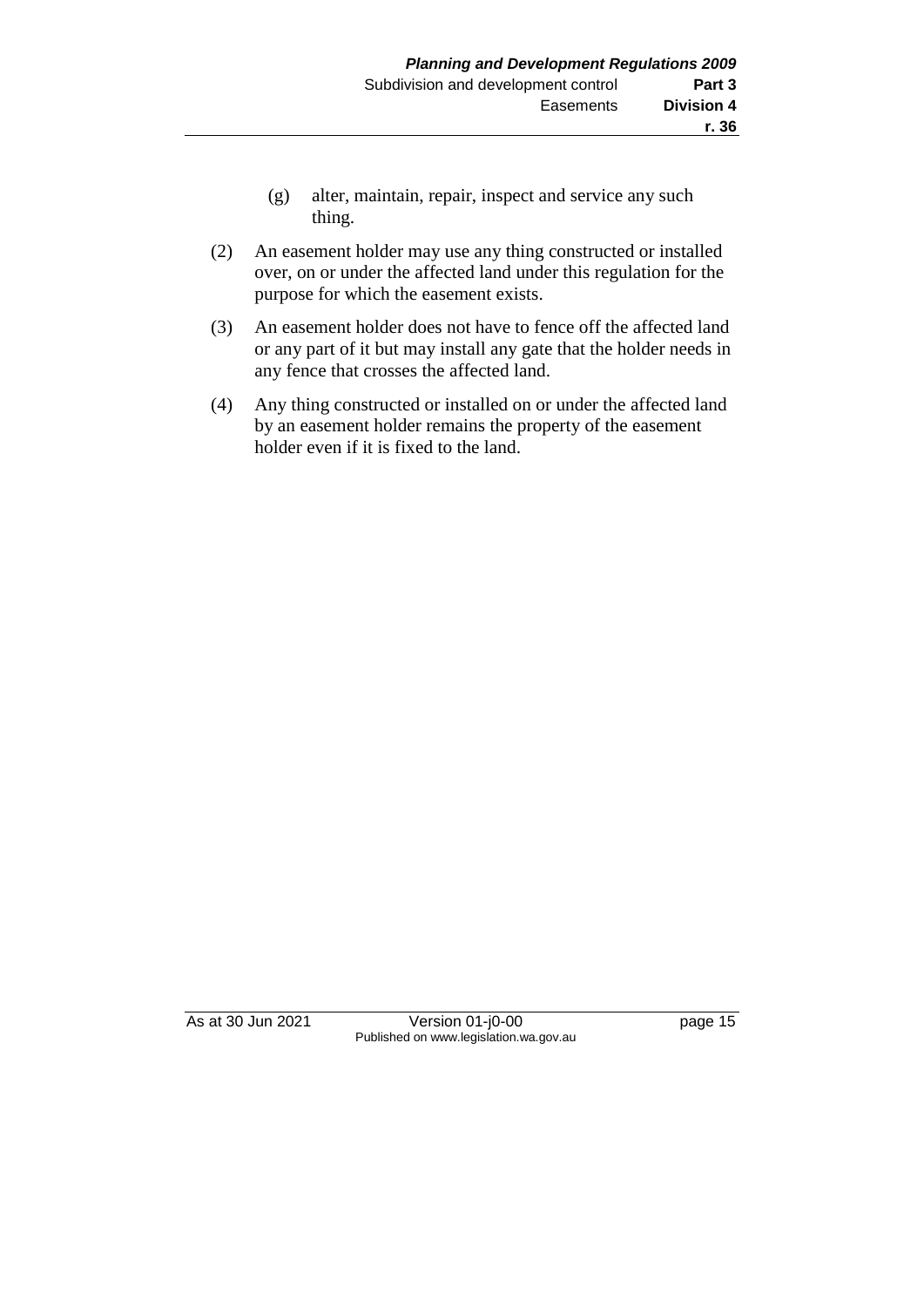(g) alter, maintain, repair, inspect and service any such thing.

(2) An easement holder may use any thing constructed or installed over, on or under the affected land under this regulation for the purpose for which the easement exists.

(3) An easement holder does not have to fence off the affected land or any part of it but may install any gate that the holder needs in any fence that crosses the affected land.

(4) Any thing constructed or installed on or under the affected land by an easement holder remains the property of the easement holder even if it is fixed to the land.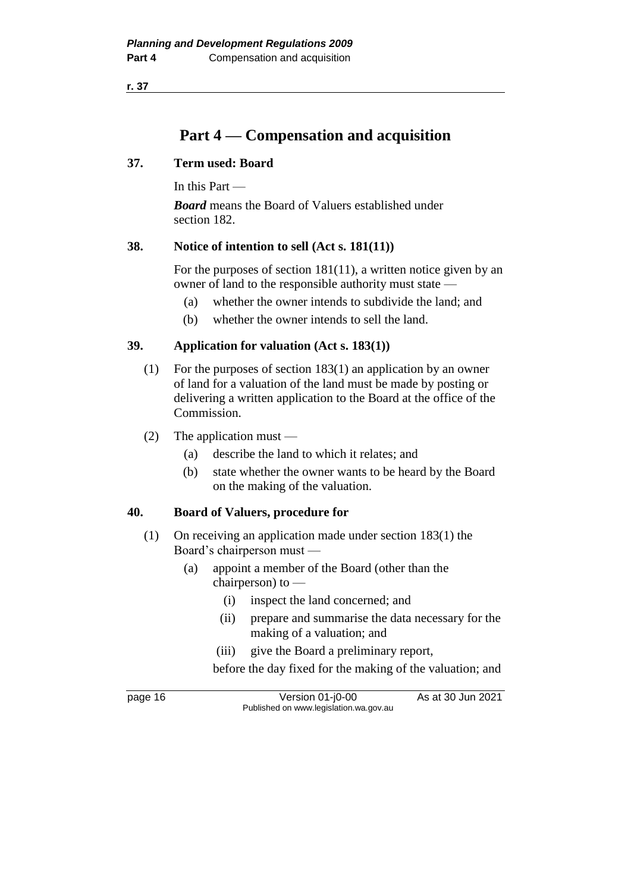# Part 4 — Compensation and acquisition

## 37. Term used: Board

In this Part —

***Board*** means the Board of Valuers established under section 182.

## 38. Notice of intention to sell (Act s. 181(11))

For the purposes of section 181(11), a written notice given by an owner of land to the responsible authority must state —

- (a) whether the owner intends to subdivide the land; and
- (b) whether the owner intends to sell the land.

## 39. Application for valuation (Act s. 183(1))

(1) For the purposes of section 183(1) an application by an owner of land for a valuation of the land must be made by posting or delivering a written application to the Board at the office of the Commission.

(2) The application must —

- (a) describe the land to which it relates; and
- (b) state whether the owner wants to be heard by the Board on the making of the valuation.

## 40. Board of Valuers, procedure for

(1) On receiving an application made under section 183(1) the Board's chairperson must —

- (a) appoint a member of the Board (other than the chairperson) to —
  - (i) inspect the land concerned; and
  - (ii) prepare and summarise the data necessary for the making of a valuation; and
  - (iii) give the Board a preliminary report,

  before the day fixed for the making of the valuation; and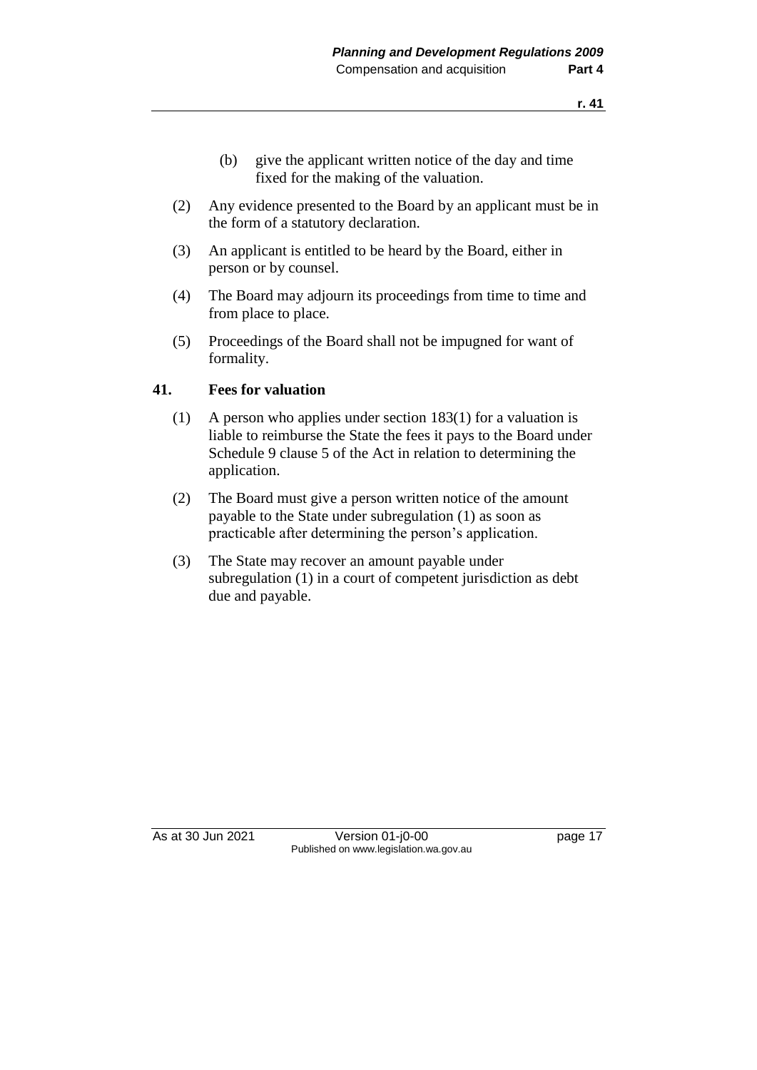(b) give the applicant written notice of the day and time fixed for the making of the valuation.

(2) Any evidence presented to the Board by an applicant must be in the form of a statutory declaration.

(3) An applicant is entitled to be heard by the Board, either in person or by counsel.

(4) The Board may adjourn its proceedings from time to time and from place to place.

(5) Proceedings of the Board shall not be impugned for want of formality.

### 41. Fees for valuation

(1) A person who applies under section 183(1) for a valuation is liable to reimburse the State the fees it pays to the Board under Schedule 9 clause 5 of the Act in relation to determining the application.

(2) The Board must give a person written notice of the amount payable to the State under subregulation (1) as soon as practicable after determining the person's application.

(3) The State may recover an amount payable under subregulation (1) in a court of competent jurisdiction as debt due and payable.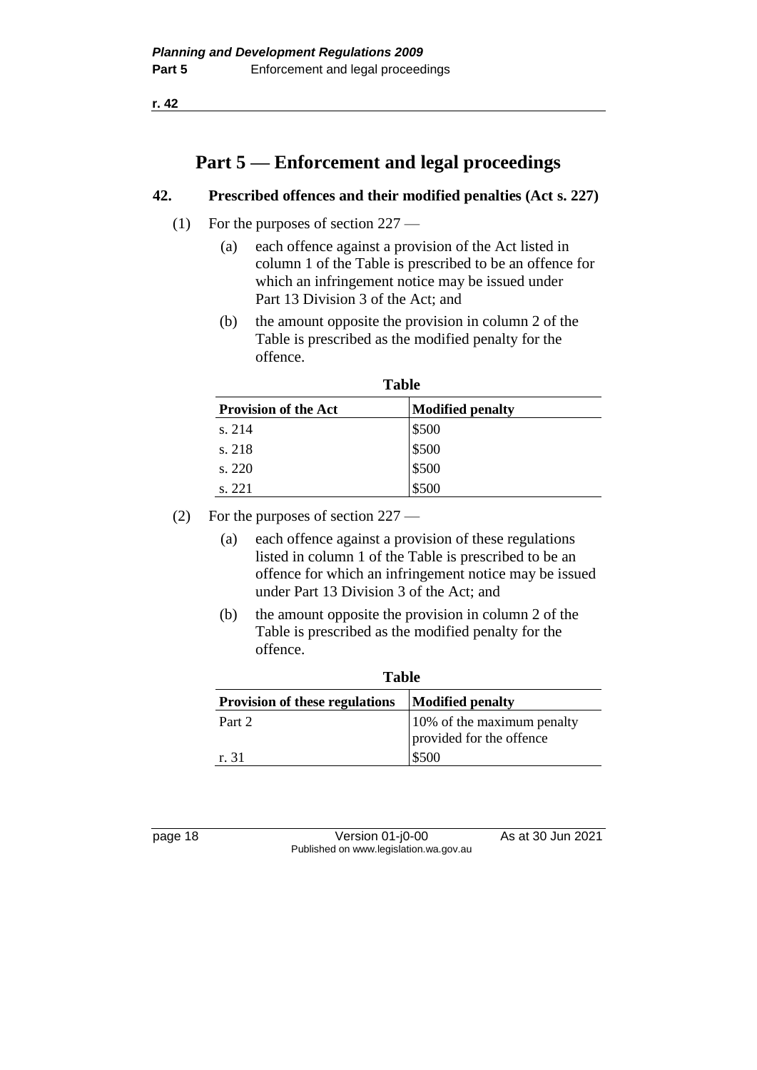# Part 5 — Enforcement and legal proceedings

## 42. Prescribed offences and their modified penalties (Act s. 227)

(1) For the purposes of section 227 —

(a) each offence against a provision of the Act listed in column 1 of the Table is prescribed to be an offence for which an infringement notice may be issued under Part 13 Division 3 of the Act; and

(b) the amount opposite the provision in column 2 of the Table is prescribed as the modified penalty for the offence.

**Table**

| Provision of the Act | Modified penalty |
|---|---|
| s. 214 | $500 |
| s. 218 | $500 |
| s. 220 | $500 |
| s. 221 | $500 |

(2) For the purposes of section 227 —

(a) each offence against a provision of these regulations listed in column 1 of the Table is prescribed to be an offence for which an infringement notice may be issued under Part 13 Division 3 of the Act; and

(b) the amount opposite the provision in column 2 of the Table is prescribed as the modified penalty for the offence.

**Table**

| Provision of these regulations | Modified penalty |
|---|---|
| Part 2 | 10% of the maximum penalty provided for the offence |
| r. 31 | $500 |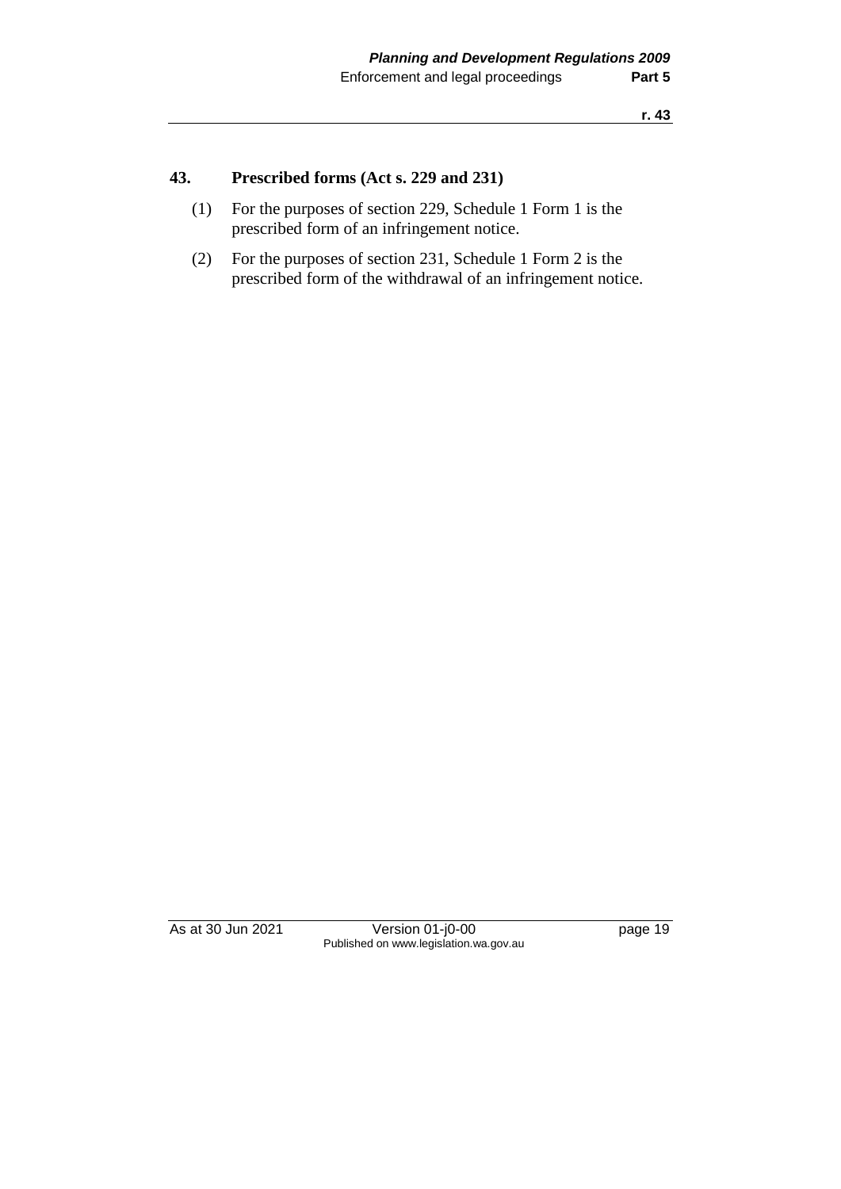### 43. Prescribed forms (Act s. 229 and 231)

(1) For the purposes of section 229, Schedule 1 Form 1 is the prescribed form of an infringement notice.

(2) For the purposes of section 231, Schedule 1 Form 2 is the prescribed form of the withdrawal of an infringement notice.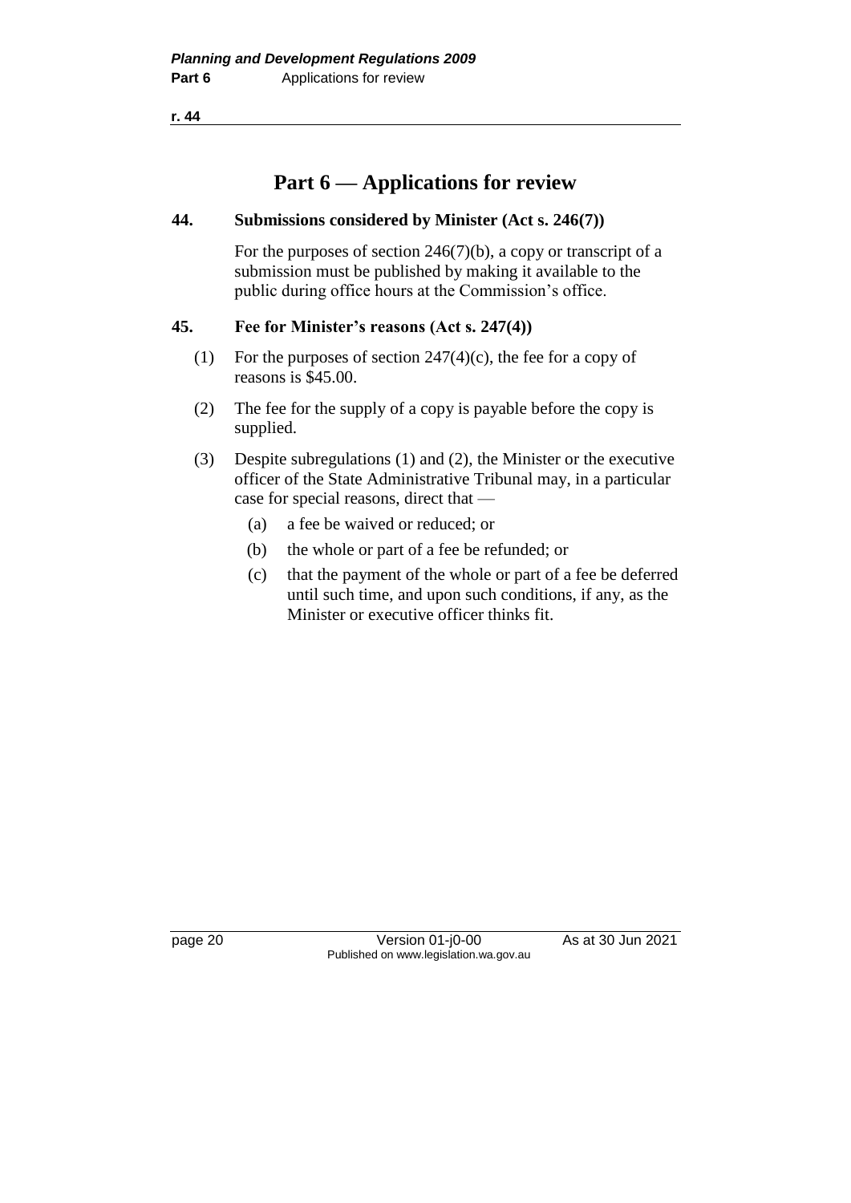# Part 6 — Applications for review

## 44. Submissions considered by Minister (Act s. 246(7))

For the purposes of section 246(7)(b), a copy or transcript of a submission must be published by making it available to the public during office hours at the Commission's office.

## 45. Fee for Minister's reasons (Act s. 247(4))

(1) For the purposes of section 247(4)(c), the fee for a copy of reasons is $45.00.

(2) The fee for the supply of a copy is payable before the copy is supplied.

(3) Despite subregulations (1) and (2), the Minister or the executive officer of the State Administrative Tribunal may, in a particular case for special reasons, direct that —

- (a) a fee be waived or reduced; or
- (b) the whole or part of a fee be refunded; or
- (c) that the payment of the whole or part of a fee be deferred until such time, and upon such conditions, if any, as the Minister or executive officer thinks fit.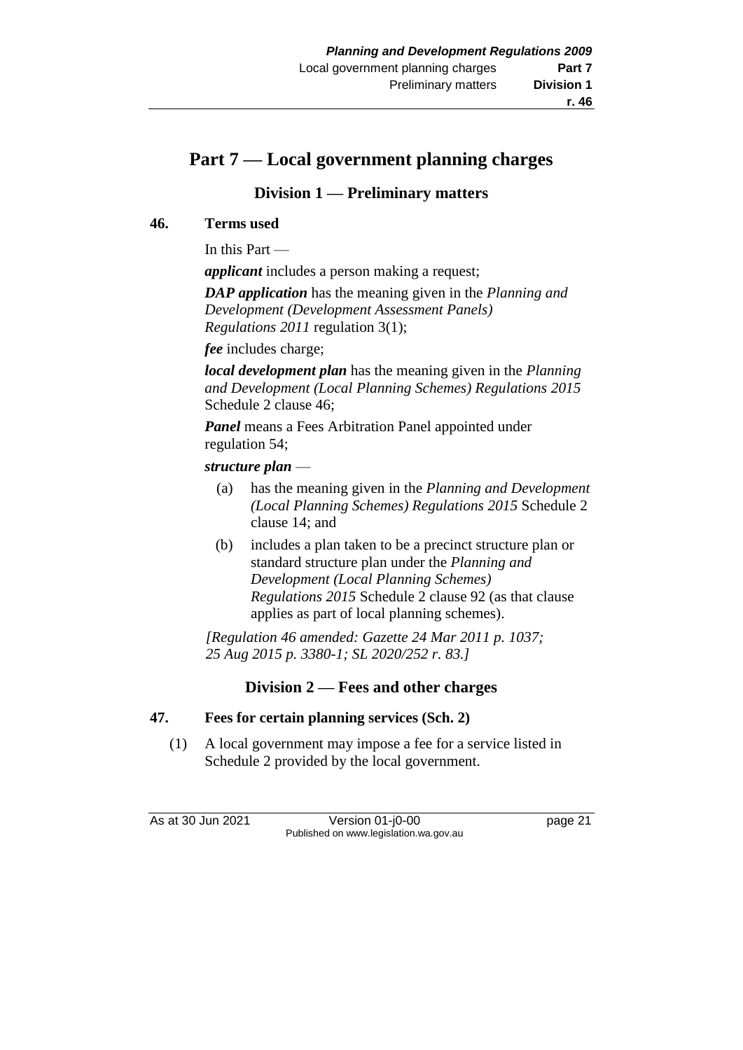# Part 7 — Local government planning charges

## Division 1 — Preliminary matters

### 46. Terms used

In this Part —

***applicant*** includes a person making a request;

***DAP application*** has the meaning given in the *Planning and Development (Development Assessment Panels) Regulations 2011* regulation 3(1);

***fee*** includes charge;

***local development plan*** has the meaning given in the *Planning and Development (Local Planning Schemes) Regulations 2015* Schedule 2 clause 46;

***Panel*** means a Fees Arbitration Panel appointed under regulation 54;

***structure plan*** —

- (a) has the meaning given in the *Planning and Development (Local Planning Schemes) Regulations 2015* Schedule 2 clause 14; and
- (b) includes a plan taken to be a precinct structure plan or standard structure plan under the *Planning and Development (Local Planning Schemes) Regulations 2015* Schedule 2 clause 92 (as that clause applies as part of local planning schemes).

*[Regulation 46 amended: Gazette 24 Mar 2011 p. 1037; 25 Aug 2015 p. 3380-1; SL 2020/252 r. 83.]*

## Division 2 — Fees and other charges

### 47. Fees for certain planning services (Sch. 2)

(1) A local government may impose a fee for a service listed in Schedule 2 provided by the local government.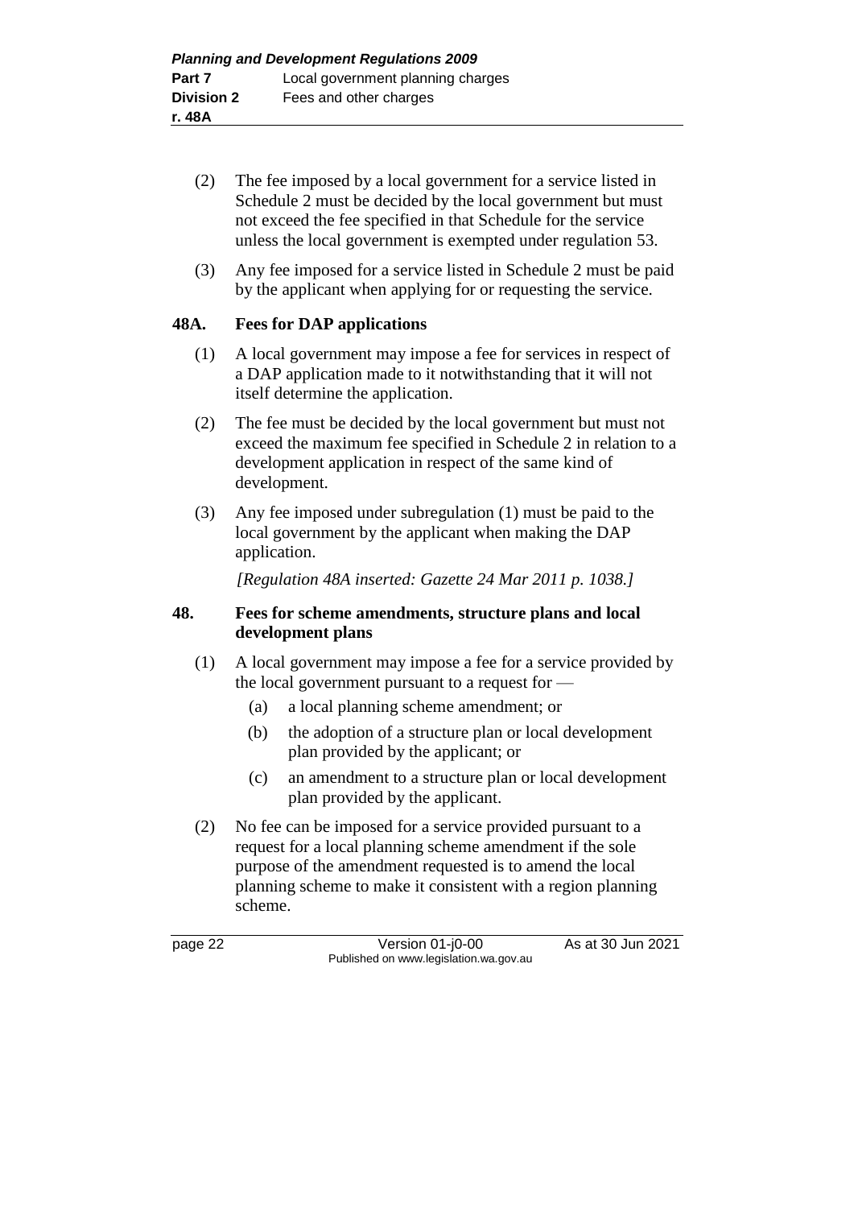(2) The fee imposed by a local government for a service listed in Schedule 2 must be decided by the local government but must not exceed the fee specified in that Schedule for the service unless the local government is exempted under regulation 53.

(3) Any fee imposed for a service listed in Schedule 2 must be paid by the applicant when applying for or requesting the service.

### 48A. Fees for DAP applications

(1) A local government may impose a fee for services in respect of a DAP application made to it notwithstanding that it will not itself determine the application.

(2) The fee must be decided by the local government but must not exceed the maximum fee specified in Schedule 2 in relation to a development application in respect of the same kind of development.

(3) Any fee imposed under subregulation (1) must be paid to the local government by the applicant when making the DAP application.

*[Regulation 48A inserted: Gazette 24 Mar 2011 p. 1038.]*

### 48. Fees for scheme amendments, structure plans and local development plans

(1) A local government may impose a fee for a service provided by the local government pursuant to a request for —

- (a) a local planning scheme amendment; or
- (b) the adoption of a structure plan or local development plan provided by the applicant; or
- (c) an amendment to a structure plan or local development plan provided by the applicant.

(2) No fee can be imposed for a service provided pursuant to a request for a local planning scheme amendment if the sole purpose of the amendment requested is to amend the local planning scheme to make it consistent with a region planning scheme.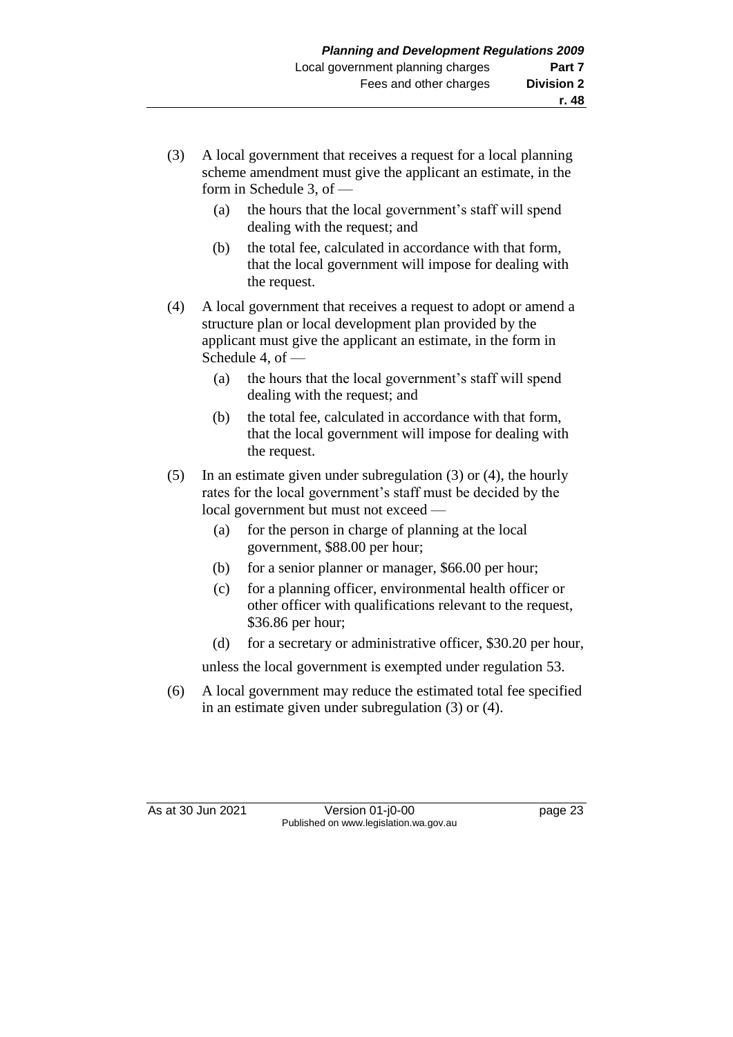(3) A local government that receives a request for a local planning scheme amendment must give the applicant an estimate, in the form in Schedule 3, of —

  (a) the hours that the local government's staff will spend dealing with the request; and

  (b) the total fee, calculated in accordance with that form, that the local government will impose for dealing with the request.

(4) A local government that receives a request to adopt or amend a structure plan or local development plan provided by the applicant must give the applicant an estimate, in the form in Schedule 4, of —

  (a) the hours that the local government's staff will spend dealing with the request; and

  (b) the total fee, calculated in accordance with that form, that the local government will impose for dealing with the request.

(5) In an estimate given under subregulation (3) or (4), the hourly rates for the local government's staff must be decided by the local government but must not exceed —

  (a) for the person in charge of planning at the local government, $88.00 per hour;

  (b) for a senior planner or manager, $66.00 per hour;

  (c) for a planning officer, environmental health officer or other officer with qualifications relevant to the request, $36.86 per hour;

  (d) for a secretary or administrative officer, $30.20 per hour,

  unless the local government is exempted under regulation 53.

(6) A local government may reduce the estimated total fee specified in an estimate given under subregulation (3) or (4).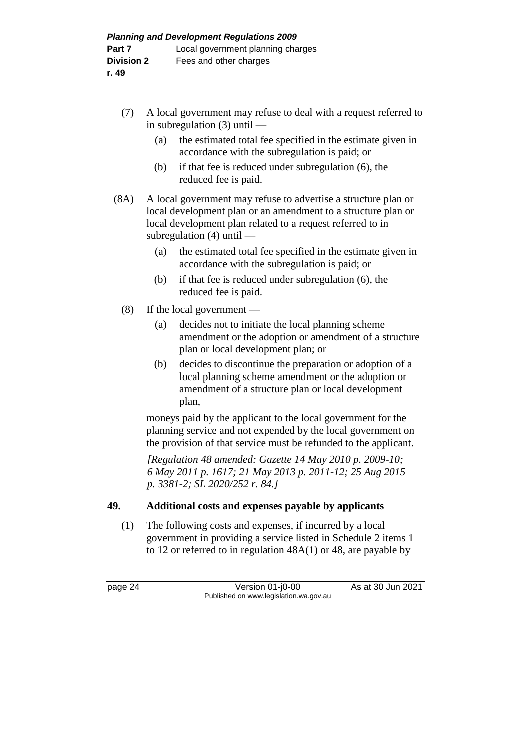(7) A local government may refuse to deal with a request referred to in subregulation (3) until —

(a) the estimated total fee specified in the estimate given in accordance with the subregulation is paid; or

(b) if that fee is reduced under subregulation (6), the reduced fee is paid.

(8A) A local government may refuse to advertise a structure plan or local development plan or an amendment to a structure plan or local development plan related to a request referred to in subregulation (4) until —

(a) the estimated total fee specified in the estimate given in accordance with the subregulation is paid; or

(b) if that fee is reduced under subregulation (6), the reduced fee is paid.

(8) If the local government —

(a) decides not to initiate the local planning scheme amendment or the adoption or amendment of a structure plan or local development plan; or

(b) decides to discontinue the preparation or adoption of a local planning scheme amendment or the adoption or amendment of a structure plan or local development plan,

moneys paid by the applicant to the local government for the planning service and not expended by the local government on the provision of that service must be refunded to the applicant.

*[Regulation 48 amended: Gazette 14 May 2010 p. 2009-10; 6 May 2011 p. 1617; 21 May 2013 p. 2011-12; 25 Aug 2015 p. 3381-2; SL 2020/252 r. 84.]*

## 49. Additional costs and expenses payable by applicants

(1) The following costs and expenses, if incurred by a local government in providing a service listed in Schedule 2 items 1 to 12 or referred to in regulation 48A(1) or 48, are payable by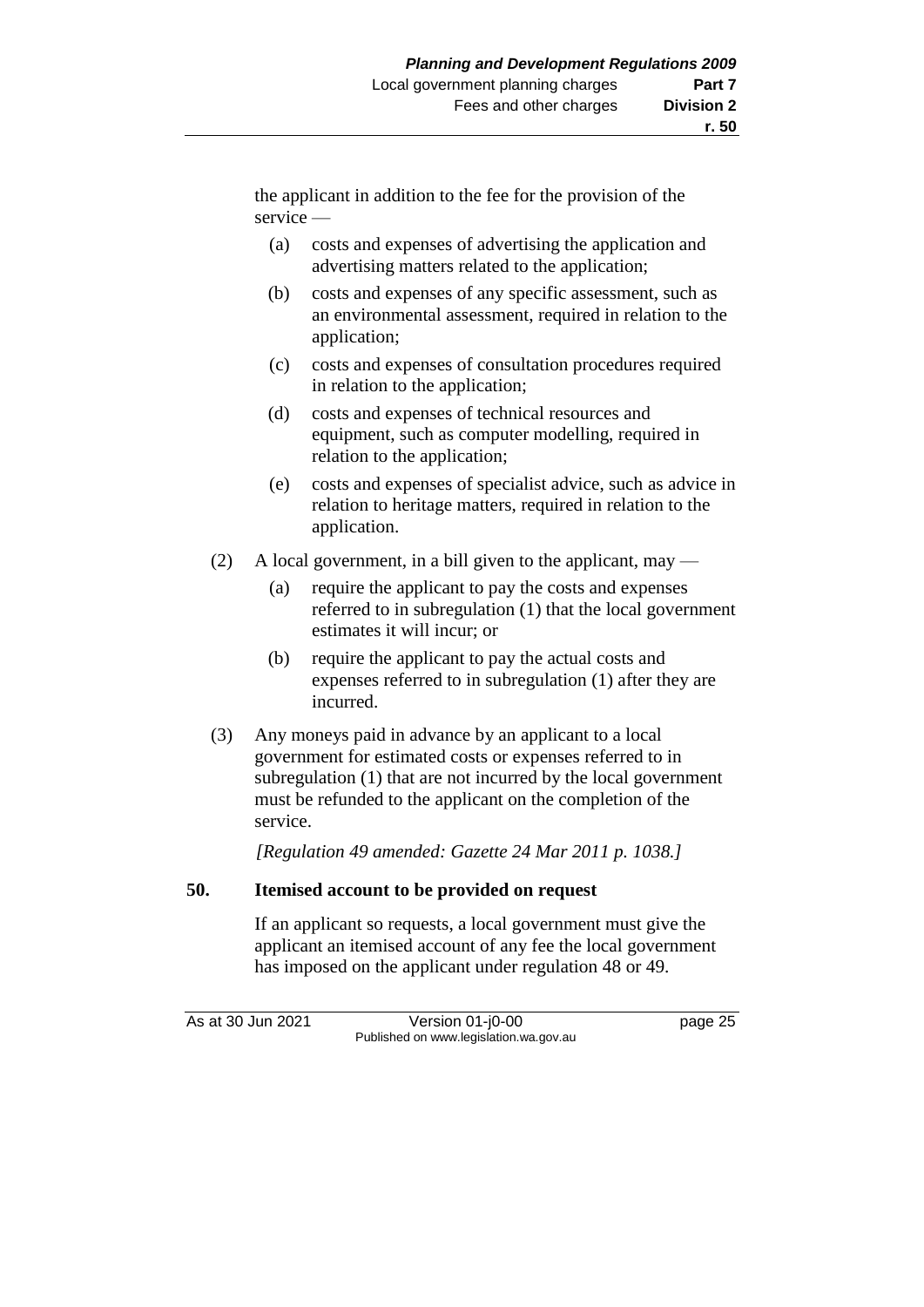the applicant in addition to the fee for the provision of the service —

(a) costs and expenses of advertising the application and advertising matters related to the application;

(b) costs and expenses of any specific assessment, such as an environmental assessment, required in relation to the application;

(c) costs and expenses of consultation procedures required in relation to the application;

(d) costs and expenses of technical resources and equipment, such as computer modelling, required in relation to the application;

(e) costs and expenses of specialist advice, such as advice in relation to heritage matters, required in relation to the application.

(2) A local government, in a bill given to the applicant, may —

(a) require the applicant to pay the costs and expenses referred to in subregulation (1) that the local government estimates it will incur; or

(b) require the applicant to pay the actual costs and expenses referred to in subregulation (1) after they are incurred.

(3) Any moneys paid in advance by an applicant to a local government for estimated costs or expenses referred to in subregulation (1) that are not incurred by the local government must be refunded to the applicant on the completion of the service.

*[Regulation 49 amended: Gazette 24 Mar 2011 p. 1038.]*

## 50. Itemised account to be provided on request

If an applicant so requests, a local government must give the applicant an itemised account of any fee the local government has imposed on the applicant under regulation 48 or 49.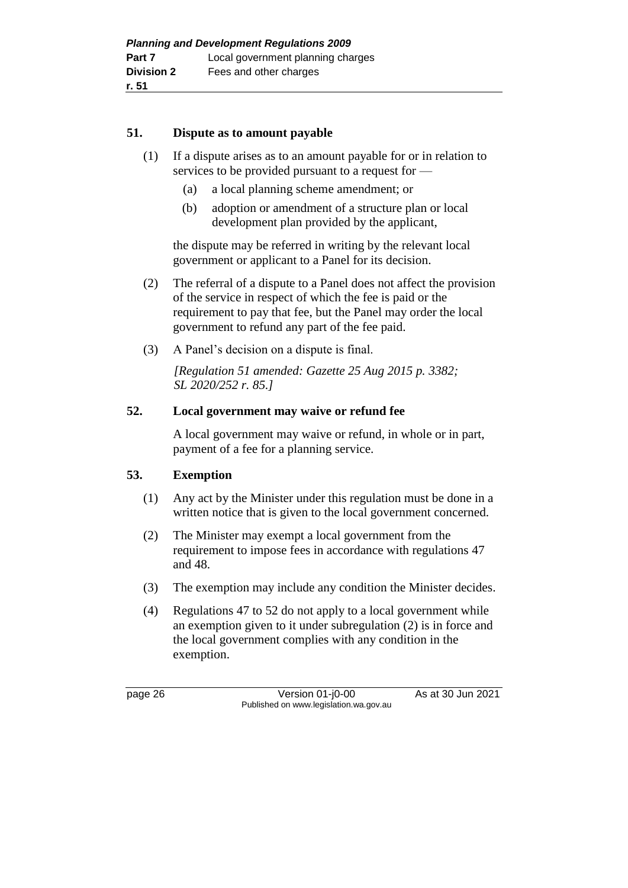### 51. Dispute as to amount payable

(1) If a dispute arises as to an amount payable for or in relation to services to be provided pursuant to a request for —

  (a) a local planning scheme amendment; or

  (b) adoption or amendment of a structure plan or local development plan provided by the applicant,

the dispute may be referred in writing by the relevant local government or applicant to a Panel for its decision.

(2) The referral of a dispute to a Panel does not affect the provision of the service in respect of which the fee is paid or the requirement to pay that fee, but the Panel may order the local government to refund any part of the fee paid.

(3) A Panel's decision on a dispute is final.

*[Regulation 51 amended: Gazette 25 Aug 2015 p. 3382; SL 2020/252 r. 85.]*

### 52. Local government may waive or refund fee

A local government may waive or refund, in whole or in part, payment of a fee for a planning service.

### 53. Exemption

(1) Any act by the Minister under this regulation must be done in a written notice that is given to the local government concerned.

(2) The Minister may exempt a local government from the requirement to impose fees in accordance with regulations 47 and 48.

(3) The exemption may include any condition the Minister decides.

(4) Regulations 47 to 52 do not apply to a local government while an exemption given to it under subregulation (2) is in force and the local government complies with any condition in the exemption.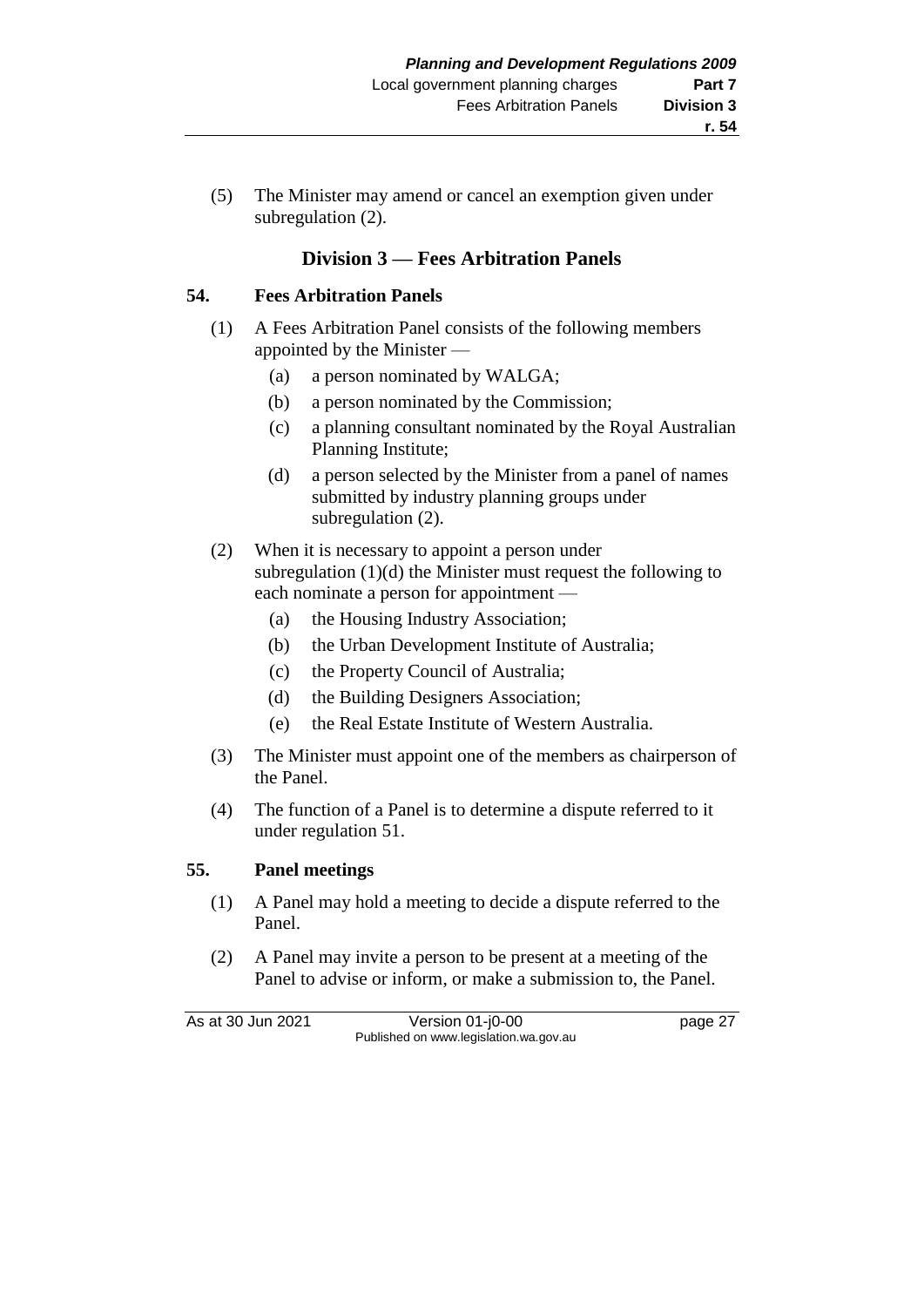(5) The Minister may amend or cancel an exemption given under subregulation (2).

## Division 3 — Fees Arbitration Panels

### 54. Fees Arbitration Panels

(1) A Fees Arbitration Panel consists of the following members appointed by the Minister —

  (a) a person nominated by WALGA;

  (b) a person nominated by the Commission;

  (c) a planning consultant nominated by the Royal Australian Planning Institute;

  (d) a person selected by the Minister from a panel of names submitted by industry planning groups under subregulation (2).

(2) When it is necessary to appoint a person under subregulation (1)(d) the Minister must request the following to each nominate a person for appointment —

  (a) the Housing Industry Association;

  (b) the Urban Development Institute of Australia;

  (c) the Property Council of Australia;

  (d) the Building Designers Association;

  (e) the Real Estate Institute of Western Australia.

(3) The Minister must appoint one of the members as chairperson of the Panel.

(4) The function of a Panel is to determine a dispute referred to it under regulation 51.

### 55. Panel meetings

(1) A Panel may hold a meeting to decide a dispute referred to the Panel.

(2) A Panel may invite a person to be present at a meeting of the Panel to advise or inform, or make a submission to, the Panel.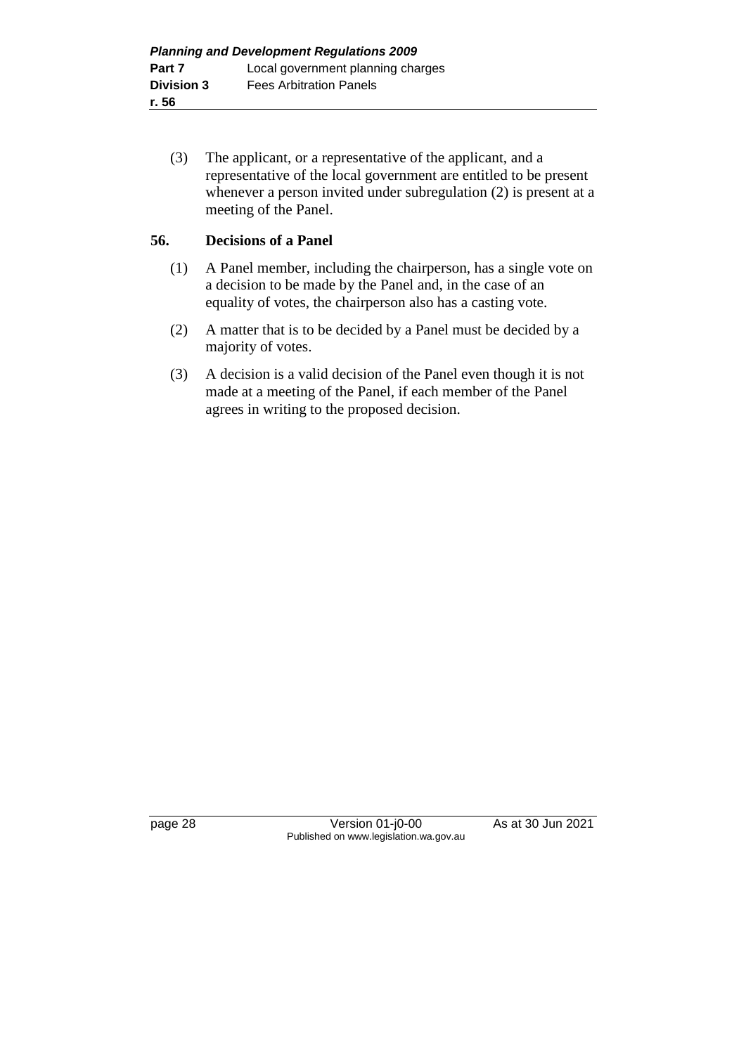(3) The applicant, or a representative of the applicant, and a representative of the local government are entitled to be present whenever a person invited under subregulation (2) is present at a meeting of the Panel.

## 56. Decisions of a Panel

(1) A Panel member, including the chairperson, has a single vote on a decision to be made by the Panel and, in the case of an equality of votes, the chairperson also has a casting vote.

(2) A matter that is to be decided by a Panel must be decided by a majority of votes.

(3) A decision is a valid decision of the Panel even though it is not made at a meeting of the Panel, if each member of the Panel agrees in writing to the proposed decision.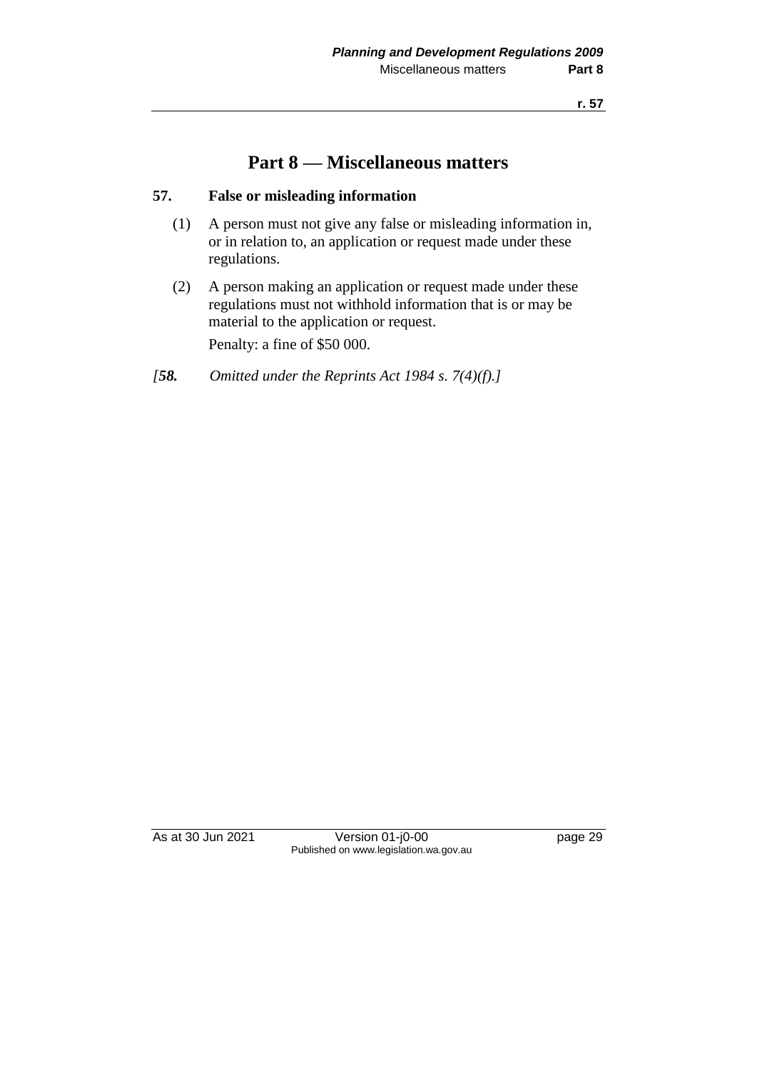# Part 8 — Miscellaneous matters

## 57. False or misleading information

(1) A person must not give any false or misleading information in, or in relation to, an application or request made under these regulations.

(2) A person making an application or request made under these regulations must not withhold information that is or may be material to the application or request.

Penalty: a fine of $50 000.

*[**58.** Omitted under the Reprints Act 1984 s. 7(4)(f).]*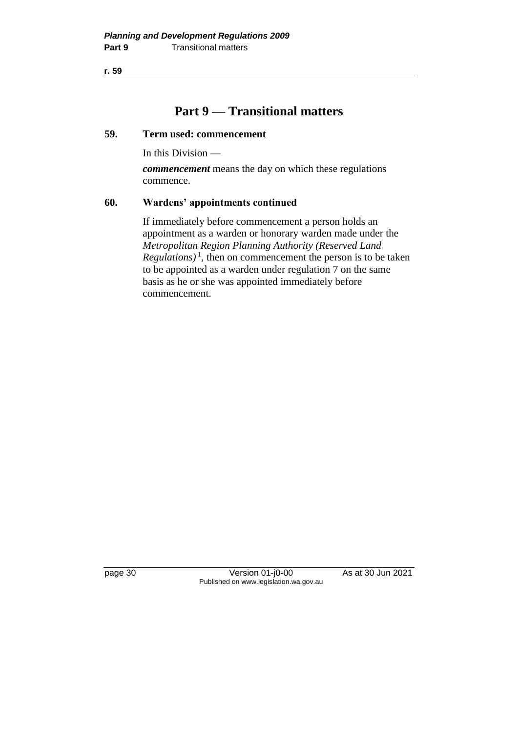# Part 9 — Transitional matters

## 59. Term used: commencement

In this Division —

***commencement*** means the day on which these regulations commence.

## 60. Wardens' appointments continued

If immediately before commencement a person holds an appointment as a warden or honorary warden made under the *Metropolitan Region Planning Authority (Reserved Land Regulations)* [1], then on commencement the person is to be taken to be appointed as a warden under regulation 7 on the same basis as he or she was appointed immediately before commencement.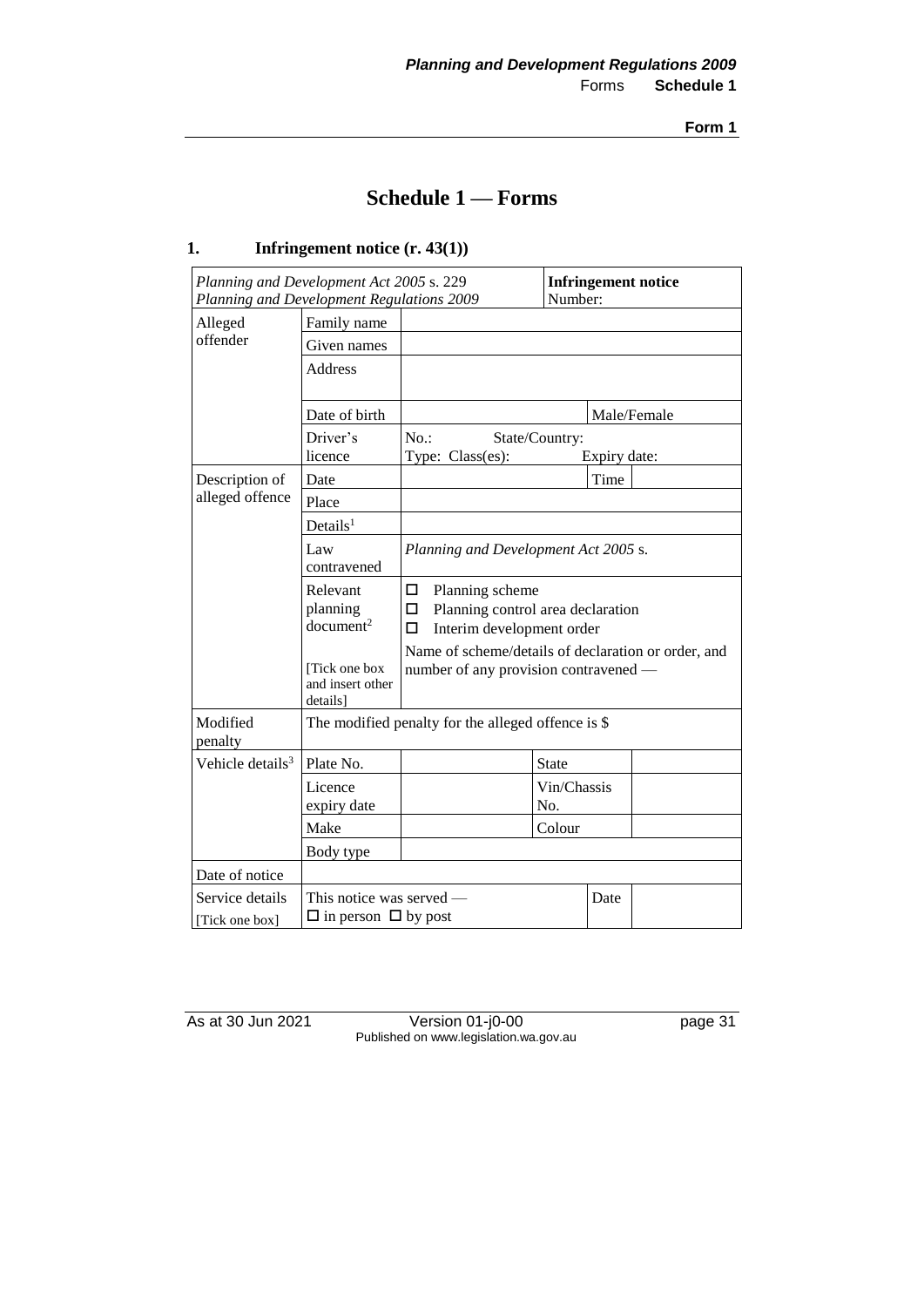# Schedule 1 — Forms

## 1. Infringement notice (r. 43(1))

| *Planning and Development Act 2005* s. 229<br>*Planning and Development Regulations 2009* | | | **Infringement notice** Number: | | |
|---|---|---|---|---|---|
| Alleged offender | Family name | | | | |
| | Given names | | | | |
| | Address | | | | |
| | Date of birth | | | Male/Female | |
| | Driver's licence | No.: State/Country:<br>Type: Class(es): Expiry date: | | | |
| Description of alleged offence | Date | | | Time | |
| | Place | | | | |
| | Details[1] | | | | |
| | Law contravened | *Planning and Development Act 2005* s. | | | |
| | Relevant planning document[2]<br><br>[Tick one box and insert other details] | ☐ Planning scheme<br>☐ Planning control area declaration<br>☐ Interim development order<br><br>Name of scheme/details of declaration or order, and number of any provision contravened — | | | |
| Modified penalty | The modified penalty for the alleged offence is $ | | | | |
| Vehicle details[3] | Plate No. | | State | | |
| | Licence expiry date | | Vin/Chassis No. | | |
| | Make | | Colour | | |
| | Body type | | | | |
| Date of notice | | | | | |
| Service details<br>[Tick one box] | This notice was served —<br>☐ in person ☐ by post | | | Date | |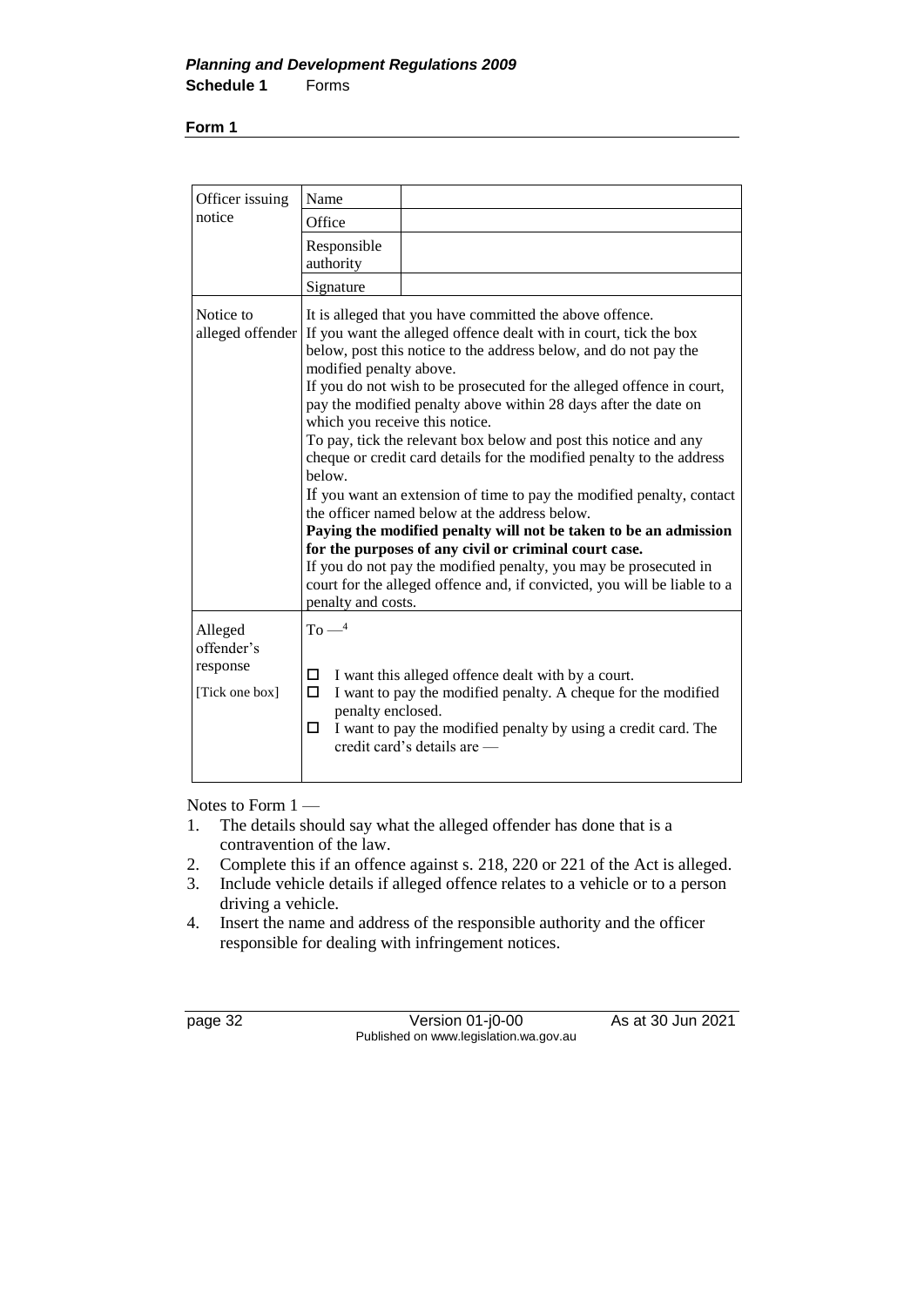**Form 1**

| | | |
|---|---|---|
| Officer issuing notice | Name | |
| | Office | |
| | Responsible authority | |
| | Signature | |
| Notice to alleged offender | It is alleged that you have committed the above offence. If you want the alleged offence dealt with in court, tick the box below, post this notice to the address below, and do not pay the modified penalty above. If you do not wish to be prosecuted for the alleged offence in court, pay the modified penalty above within 28 days after the date on which you receive this notice. To pay, tick the relevant box below and post this notice and any cheque or credit card details for the modified penalty to the address below. If you want an extension of time to pay the modified penalty, contact the officer named below at the address below. **Paying the modified penalty will not be taken to be an admission for the purposes of any civil or criminal court case.** If you do not pay the modified penalty, you may be prosecuted in court for the alleged offence and, if convicted, you will be liable to a penalty and costs. | |
| Alleged offender's response [Tick one box] | To —[4] ☐ I want this alleged offence dealt with by a court. ☐ I want to pay the modified penalty. A cheque for the modified penalty enclosed. ☐ I want to pay the modified penalty by using a credit card. The credit card's details are — | |

Notes to Form 1 —

1. The details should say what the alleged offender has done that is a contravention of the law.
2. Complete this if an offence against s. 218, 220 or 221 of the Act is alleged.
3. Include vehicle details if alleged offence relates to a vehicle or to a person driving a vehicle.
4. Insert the name and address of the responsible authority and the officer responsible for dealing with infringement notices.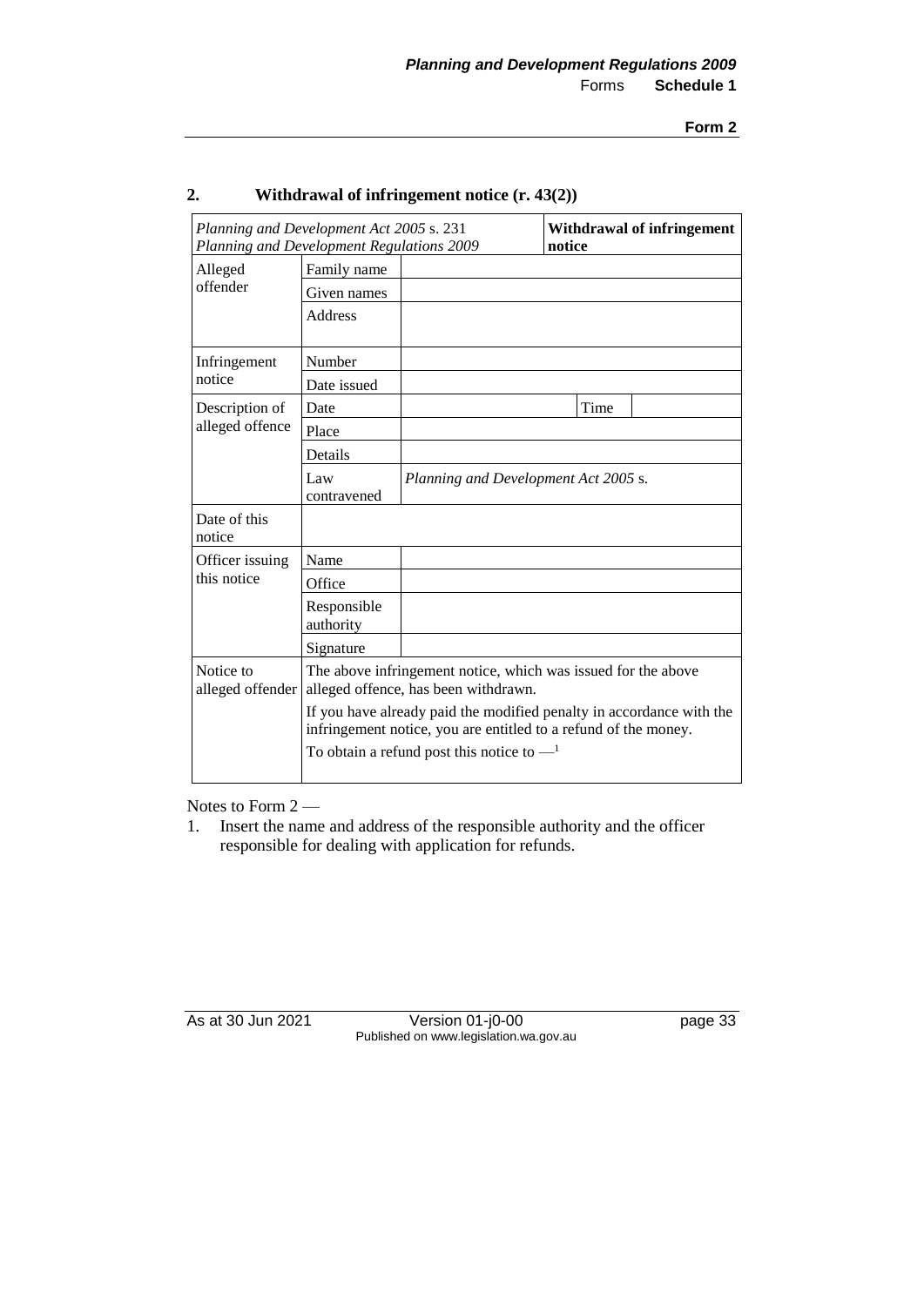## 2. Withdrawal of infringement notice (r. 43(2))

| *Planning and Development Act 2005* s. 231<br>*Planning and Development Regulations 2009* | | | | **Withdrawal of infringement notice** |
|---|---|---|---|---|
| Alleged offender | Family name | | | |
| | Given names | | | |
| | Address | | | |
| Infringement notice | Number | | | |
| | Date issued | | | |
| Description of alleged offence | Date | | Time | |
| | Place | | | |
| | Details | | | |
| | Law contravened | *Planning and Development Act 2005* s. | | |
| Date of this notice | | | | |
| Officer issuing this notice | Name | | | |
| | Office | | | |
| | Responsible authority | | | |
| | Signature | | | |
| Notice to alleged offender | The above infringement notice, which was issued for the above alleged offence, has been withdrawn.<br>If you have already paid the modified penalty in accordance with the infringement notice, you are entitled to a refund of the money.<br>To obtain a refund post this notice to —[1] | | | |

Notes to Form 2 —

1. Insert the name and address of the responsible authority and the officer responsible for dealing with application for refunds.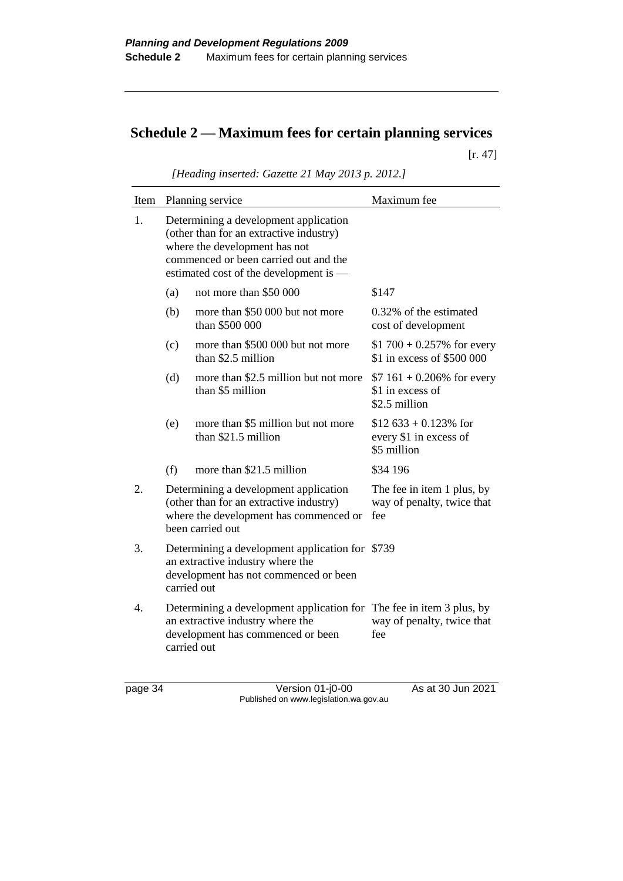# Schedule 2 — Maximum fees for certain planning services

[r. 47]

*[Heading inserted: Gazette 21 May 2013 p. 2012.]*

| Item | | Planning service | Maximum fee |
|---|---|---|---|
| 1. | | Determining a development application (other than for an extractive industry) where the development has not commenced or been carried out and the estimated cost of the development is — | |
| | (a) | not more than $50 000 | $147 |
| | (b) | more than $50 000 but not more than $500 000 | 0.32% of the estimated cost of development |
| | (c) | more than $500 000 but not more than $2.5 million | $1 700 + 0.257% for every $1 in excess of $500 000 |
| | (d) | more than $2.5 million but not more than $5 million | $7 161 + 0.206% for every $1 in excess of $2.5 million |
| | (e) | more than $5 million but not more than $21.5 million | $12 633 + 0.123% for every $1 in excess of $5 million |
| | (f) | more than $21.5 million | $34 196 |
| 2. | | Determining a development application (other than for an extractive industry) where the development has commenced or been carried out | The fee in item 1 plus, by way of penalty, twice that fee |
| 3. | | Determining a development application for an extractive industry where the development has not commenced or been carried out | $739 |
| 4. | | Determining a development application for an extractive industry where the development has commenced or been carried out | The fee in item 3 plus, by way of penalty, twice that fee |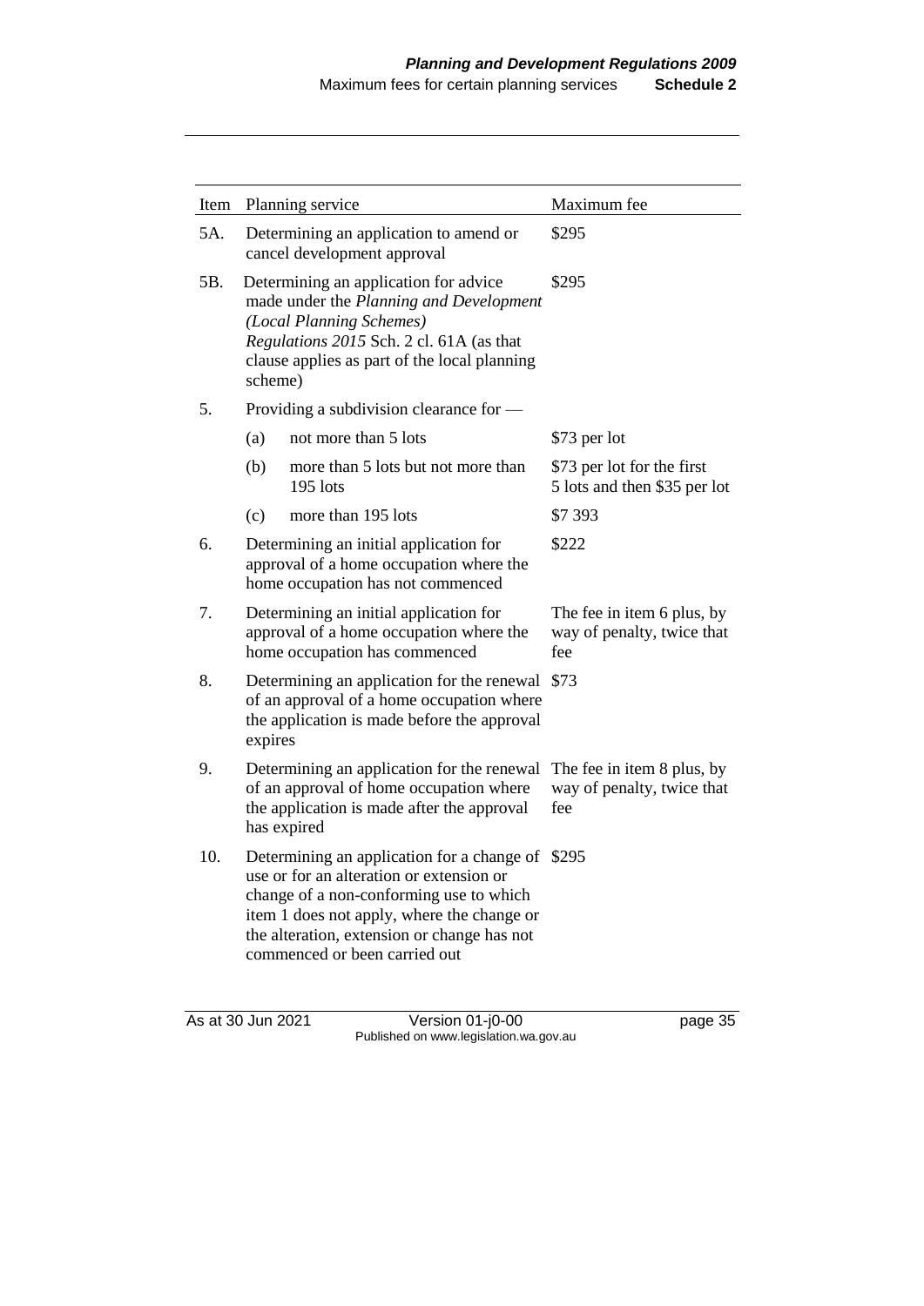| Item | Planning service | Maximum fee |
|---|---|---|
| 5A. | Determining an application to amend or cancel development approval | \$295 |
| 5B. | Determining an application for advice made under the *Planning and Development (Local Planning Schemes) Regulations 2015* Sch. 2 cl. 61A (as that clause applies as part of the local planning scheme) | \$295 |
| 5. | Providing a subdivision clearance for — | |
| | (a) not more than 5 lots | \$73 per lot |
| | (b) more than 5 lots but not more than 195 lots | \$73 per lot for the first 5 lots and then \$35 per lot |
| | (c) more than 195 lots | \$7 393 |
| 6. | Determining an initial application for approval of a home occupation where the home occupation has not commenced | \$222 |
| 7. | Determining an initial application for approval of a home occupation where the home occupation has commenced | The fee in item 6 plus, by way of penalty, twice that fee |
| 8. | Determining an application for the renewal of an approval of a home occupation where the application is made before the approval expires | \$73 |
| 9. | Determining an application for the renewal of an approval of home occupation where the application is made after the approval has expired | The fee in item 8 plus, by way of penalty, twice that fee |
| 10. | Determining an application for a change of use or for an alteration or extension or change of a non-conforming use to which item 1 does not apply, where the change or the alteration, extension or change has not commenced or been carried out | \$295 |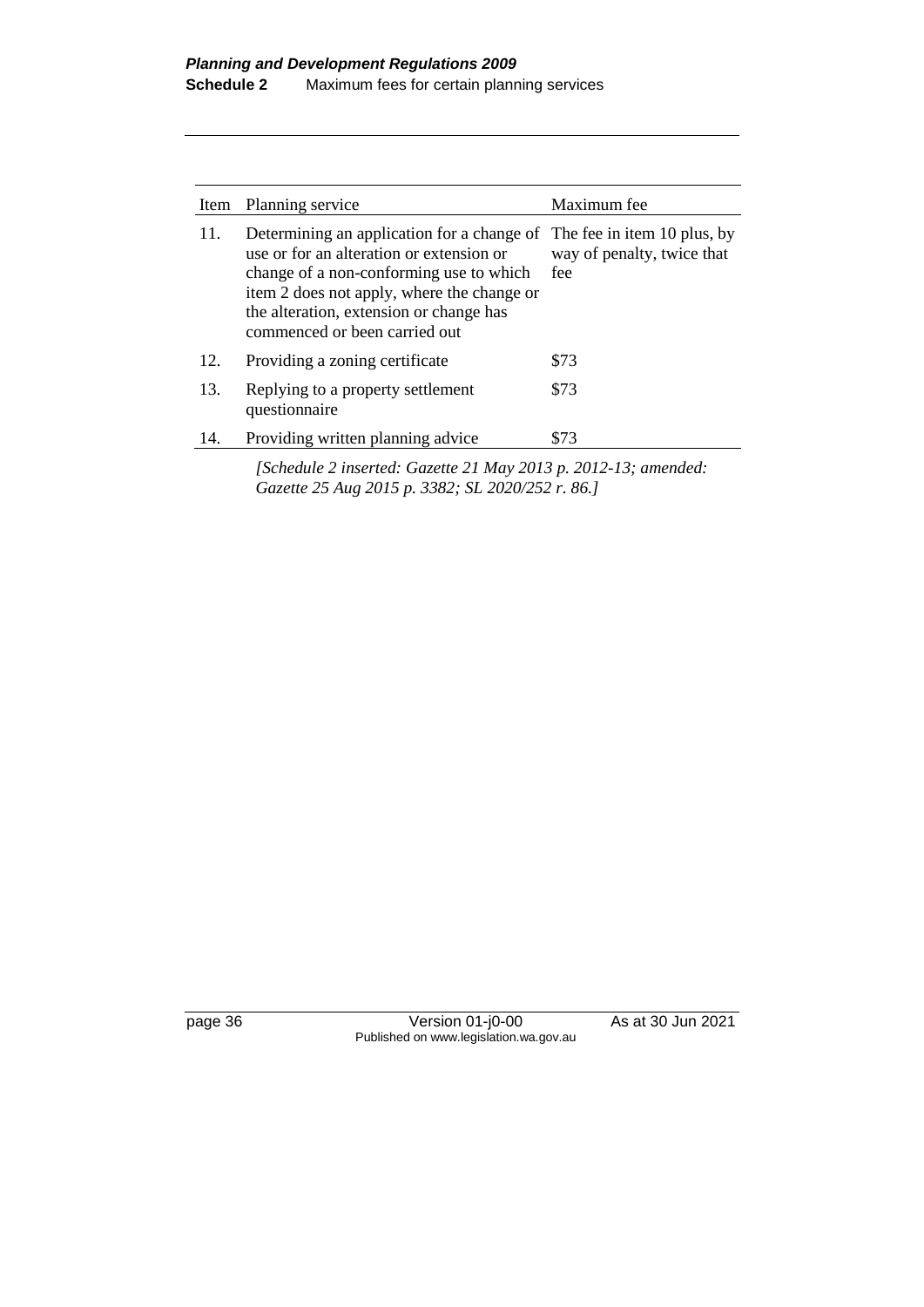| Item | Planning service | Maximum fee |
|---|---|---|
| 11. | Determining an application for a change of use or for an alteration or extension or change of a non-conforming use to which item 2 does not apply, where the change or the alteration, extension or change has commenced or been carried out | The fee in item 10 plus, by way of penalty, twice that fee |
| 12. | Providing a zoning certificate | \$73 |
| 13. | Replying to a property settlement questionnaire | \$73 |
| 14. | Providing written planning advice | \$73 |

*[Schedule 2 inserted: Gazette 21 May 2013 p. 2012-13; amended: Gazette 25 Aug 2015 p. 3382; SL 2020/252 r. 86.]*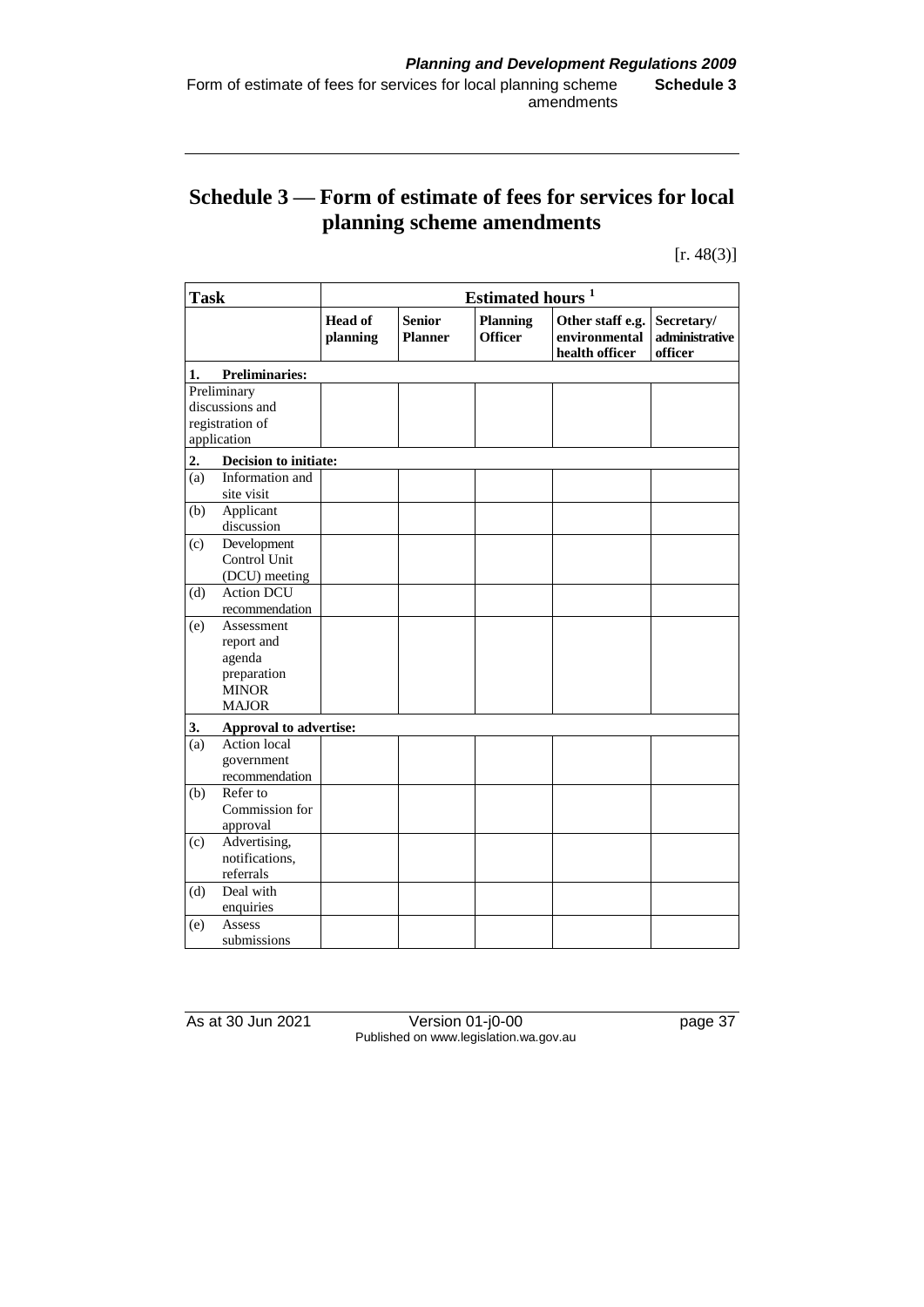# Schedule 3 — Form of estimate of fees for services for local planning scheme amendments

[r. 48(3)]

| Task | Estimated hours [1] | | | | |
|---|---|---|---|---|---|
| | Head of planning | Senior Planner | Planning Officer | Other staff e.g. environmental health officer | Secretary/ administrative officer |
| **1. Preliminaries:** | | | | | |
| Preliminary discussions and registration of application | | | | | |
| **2. Decision to initiate:** | | | | | |
| (a) Information and site visit | | | | | |
| (b) Applicant discussion | | | | | |
| (c) Development Control Unit (DCU) meeting | | | | | |
| (d) Action DCU recommendation | | | | | |
| (e) Assessment report and agenda preparation MINOR MAJOR | | | | | |
| **3. Approval to advertise:** | | | | | |
| (a) Action local government recommendation | | | | | |
| (b) Refer to Commission for approval | | | | | |
| (c) Advertising, notifications, referrals | | | | | |
| (d) Deal with enquiries | | | | | |
| (e) Assess submissions | | | | | |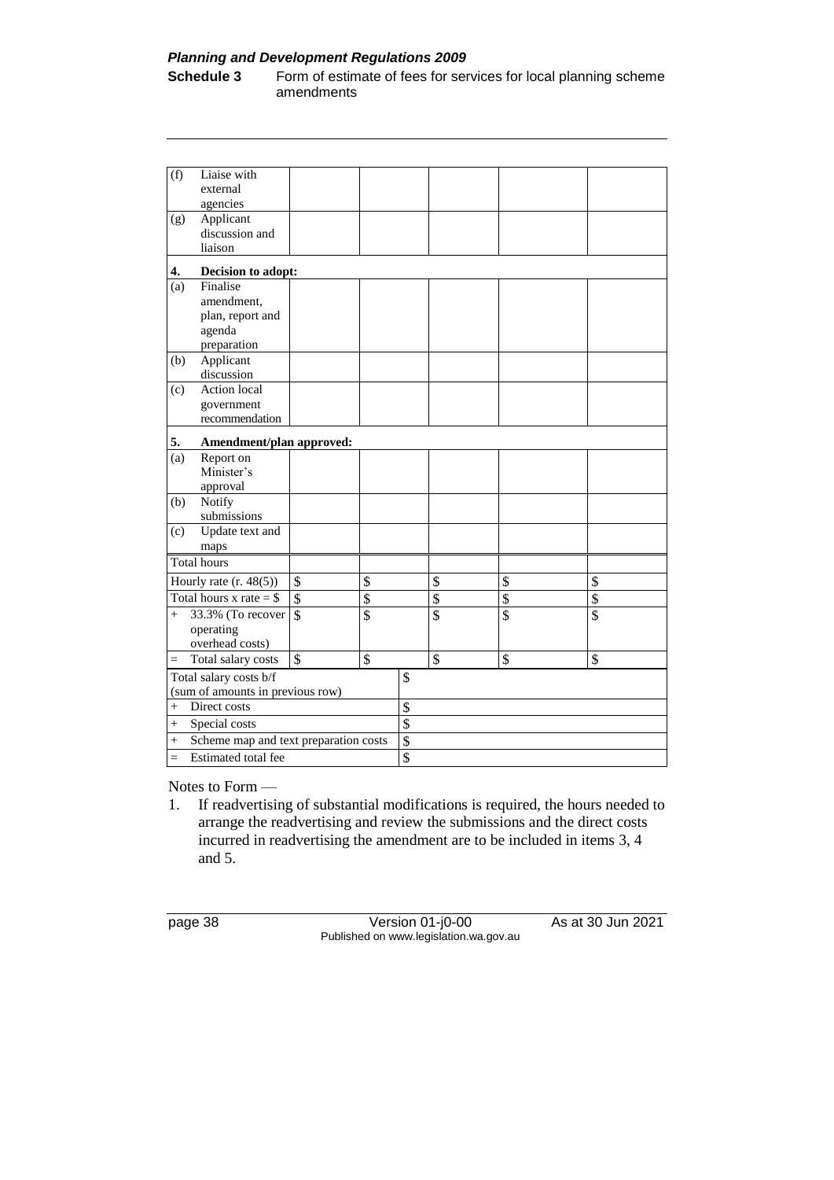| | | | | | | |
|---|---|---|---|---|---|---|
| (f) | Liaise with external agencies | | | | | |
| (g) | Applicant discussion and liaison | | | | | |
| **4.** | **Decision to adopt:** | | | | | |
| (a) | Finalise amendment, plan, report and agenda preparation | | | | | |
| (b) | Applicant discussion | | | | | |
| (c) | Action local government recommendation | | | | | |
| **5.** | **Amendment/plan approved:** | | | | | |
| (a) | Report on Minister's approval | | | | | |
| (b) | Notify submissions | | | | | |
| (c) | Update text and maps | | | | | |
| Total hours | | | | | | |
| Hourly rate (r. 48(5)) | | $ | $ | $ | $ | $ |
| Total hours x rate = $ | | $ | $ | $ | $ | $ |
| + | 33.3% (To recover operating overhead costs) | $ | $ | $ | $ | $ |
| = | Total salary costs | $ | $ | $ | $ | $ |
| Total salary costs b/f (sum of amounts in previous row) | | | $ | | | |
| + | Direct costs | | $ | | | |
| + | Special costs | | $ | | | |
| + | Scheme map and text preparation costs | | $ | | | |
| = | Estimated total fee | | $ | | | |

Notes to Form —

1. If readvertising of substantial modifications is required, the hours needed to arrange the readvertising and review the submissions and the direct costs incurred in readvertising the amendment are to be included in items 3, 4 and 5.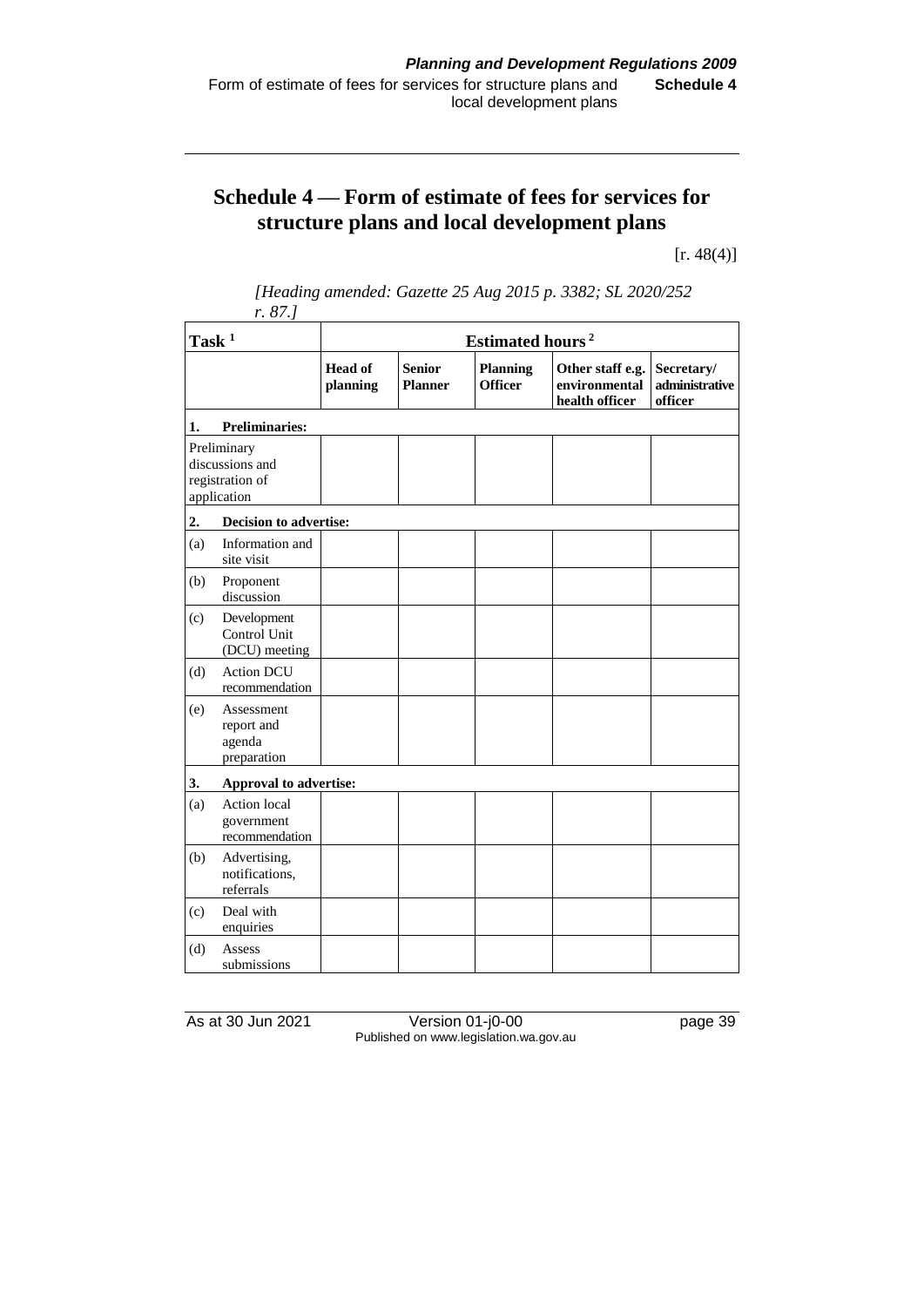## Schedule 4 — Form of estimate of fees for services for structure plans and local development plans

[r. 48(4)]

*[Heading amended: Gazette 25 Aug 2015 p. 3382; SL 2020/252 r. 87.]*

| Task [1] | Estimated hours [2] | | | | |
|---|---|---|---|---|---|
| | **Head of planning** | **Senior Planner** | **Planning Officer** | **Other staff e.g. environmental health officer** | **Secretary/ administrative officer** |
| **1. Preliminaries:** | | | | | |
| Preliminary discussions and registration of application | | | | | |
| **2. Decision to advertise:** | | | | | |
| (a) Information and site visit | | | | | |
| (b) Proponent discussion | | | | | |
| (c) Development Control Unit (DCU) meeting | | | | | |
| (d) Action DCU recommendation | | | | | |
| (e) Assessment report and agenda preparation | | | | | |
| **3. Approval to advertise:** | | | | | |
| (a) Action local government recommendation | | | | | |
| (b) Advertising, notifications, referrals | | | | | |
| (c) Deal with enquiries | | | | | |
| (d) Assess submissions | | | | | |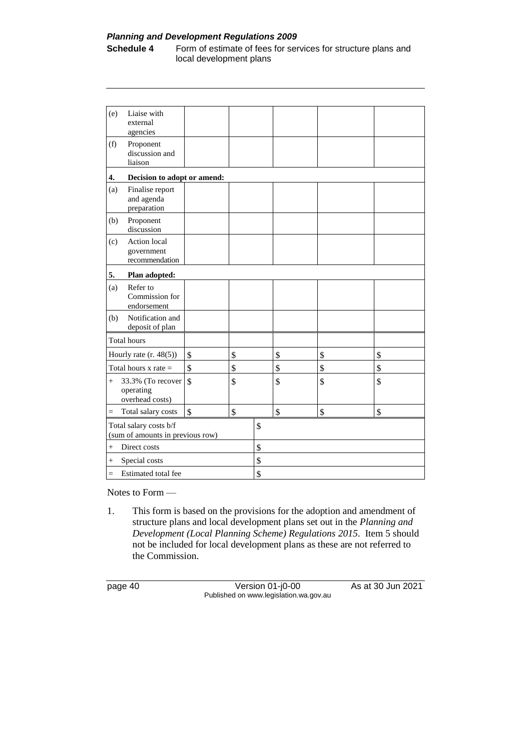| | | | | | |
|---|---|---|---|---|---|
| (e) Liaise with external agencies | | | | | |
| (f) Proponent discussion and liaison | | | | | |
| **4. Decision to adopt or amend:** | | | | | |
| (a) Finalise report and agenda preparation | | | | | |
| (b) Proponent discussion | | | | | |
| (c) Action local government recommendation | | | | | |
| **5. Plan adopted:** | | | | | |
| (a) Refer to Commission for endorsement | | | | | |
| (b) Notification and deposit of plan | | | | | |
| Total hours | | | | | |
| Hourly rate (r. 48(5)) | $ | $ | $ | $ | $ |
| Total hours x rate = | $ | $ | $ | $ | $ |
| + 33.3% (To recover operating overhead costs) | $ | $ | $ | $ | $ |
| = Total salary costs | $ | $ | $ | $ | $ |
| Total salary costs b/f (sum of amounts in previous row) | $ | | | | |
| + Direct costs | $ | | | | |
| + Special costs | $ | | | | |
| = Estimated total fee | $ | | | | |

Notes to Form —

1. This form is based on the provisions for the adoption and amendment of structure plans and local development plans set out in the *Planning and Development (Local Planning Scheme) Regulations 2015*. Item 5 should not be included for local development plans as these are not referred to the Commission.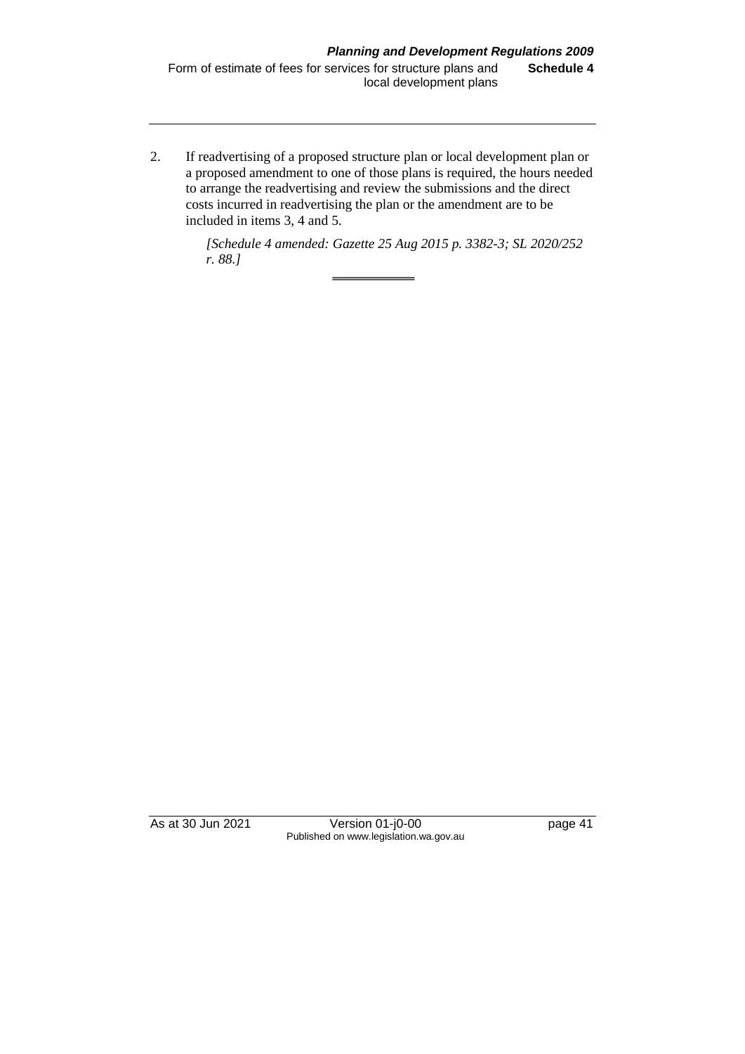2. If readvertising of a proposed structure plan or local development plan or a proposed amendment to one of those plans is required, the hours needed to arrange the readvertising and review the submissions and the direct costs incurred in readvertising the plan or the amendment are to be included in items 3, 4 and 5.

*[Schedule 4 amended: Gazette 25 Aug 2015 p. 3382-3; SL 2020/252 r. 88.]*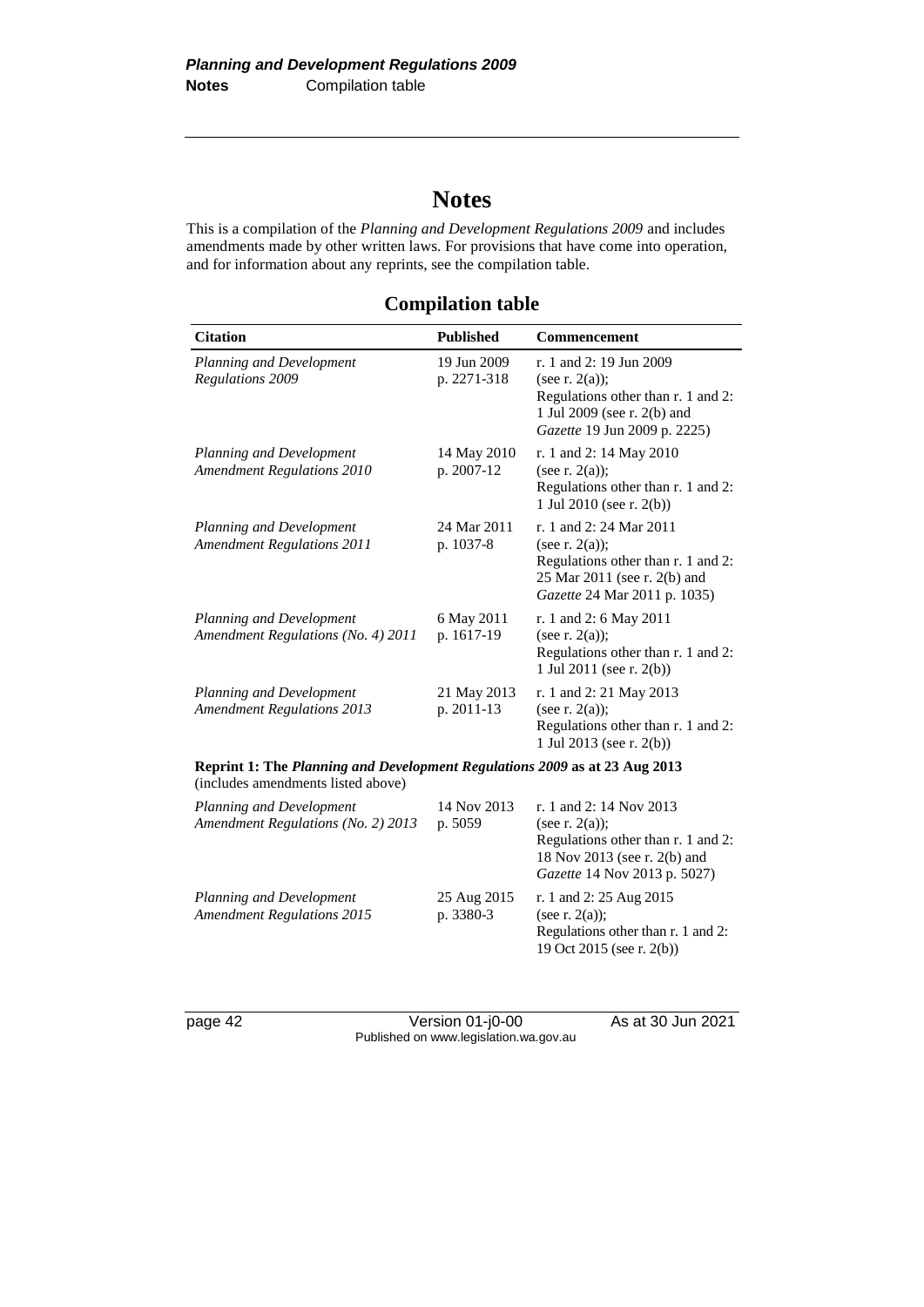# Notes

This is a compilation of the *Planning and Development Regulations 2009* and includes amendments made by other written laws. For provisions that have come into operation, and for information about any reprints, see the compilation table.

## Compilation table

| Citation | Published | Commencement |
|---|---|---|
| *Planning and Development Regulations 2009* | 19 Jun 2009 p. 2271-318 | r. 1 and 2: 19 Jun 2009 (see r. 2(a)); Regulations other than r. 1 and 2: 1 Jul 2009 (see r. 2(b) and *Gazette* 19 Jun 2009 p. 2225) |
| *Planning and Development Amendment Regulations 2010* | 14 May 2010 p. 2007-12 | r. 1 and 2: 14 May 2010 (see r. 2(a)); Regulations other than r. 1 and 2: 1 Jul 2010 (see r. 2(b)) |
| *Planning and Development Amendment Regulations 2011* | 24 Mar 2011 p. 1037-8 | r. 1 and 2: 24 Mar 2011 (see r. 2(a)); Regulations other than r. 1 and 2: 25 Mar 2011 (see r. 2(b) and *Gazette* 24 Mar 2011 p. 1035) |
| *Planning and Development Amendment Regulations (No. 4) 2011* | 6 May 2011 p. 1617-19 | r. 1 and 2: 6 May 2011 (see r. 2(a)); Regulations other than r. 1 and 2: 1 Jul 2011 (see r. 2(b)) |
| *Planning and Development Amendment Regulations 2013* | 21 May 2013 p. 2011-13 | r. 1 and 2: 21 May 2013 (see r. 2(a)); Regulations other than r. 1 and 2: 1 Jul 2013 (see r. 2(b)) |
| **Reprint 1: The *Planning and Development Regulations 2009* as at 23 Aug 2013** (includes amendments listed above) | | |
| *Planning and Development Amendment Regulations (No. 2) 2013* | 14 Nov 2013 p. 5059 | r. 1 and 2: 14 Nov 2013 (see r. 2(a)); Regulations other than r. 1 and 2: 18 Nov 2013 (see r. 2(b) and *Gazette* 14 Nov 2013 p. 5027) |
| *Planning and Development Amendment Regulations 2015* | 25 Aug 2015 p. 3380-3 | r. 1 and 2: 25 Aug 2015 (see r. 2(a)); Regulations other than r. 1 and 2: 19 Oct 2015 (see r. 2(b)) |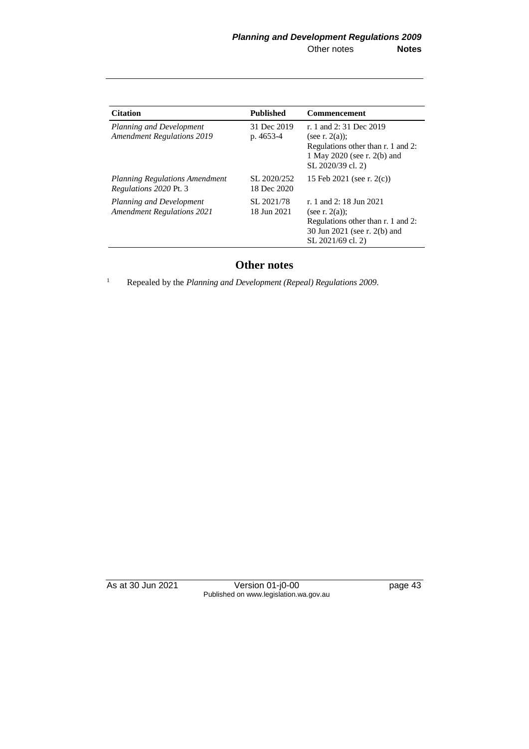| Citation | Published | Commencement |
|---|---|---|
| *Planning and Development Amendment Regulations 2019* | 31 Dec 2019 p. 4653-4 | r. 1 and 2: 31 Dec 2019 (see r. 2(a)); Regulations other than r. 1 and 2: 1 May 2020 (see r. 2(b) and SL 2020/39 cl. 2) |
| *Planning Regulations Amendment Regulations 2020* Pt. 3 | SL 2020/252 18 Dec 2020 | 15 Feb 2021 (see r. 2(c)) |
| *Planning and Development Amendment Regulations 2021* | SL 2021/78 18 Jun 2021 | r. 1 and 2: 18 Jun 2021 (see r. 2(a)); Regulations other than r. 1 and 2: 30 Jun 2021 (see r. 2(b) and SL 2021/69 cl. 2) |

## Other notes

[1] Repealed by the *Planning and Development (Repeal) Regulations 2009*.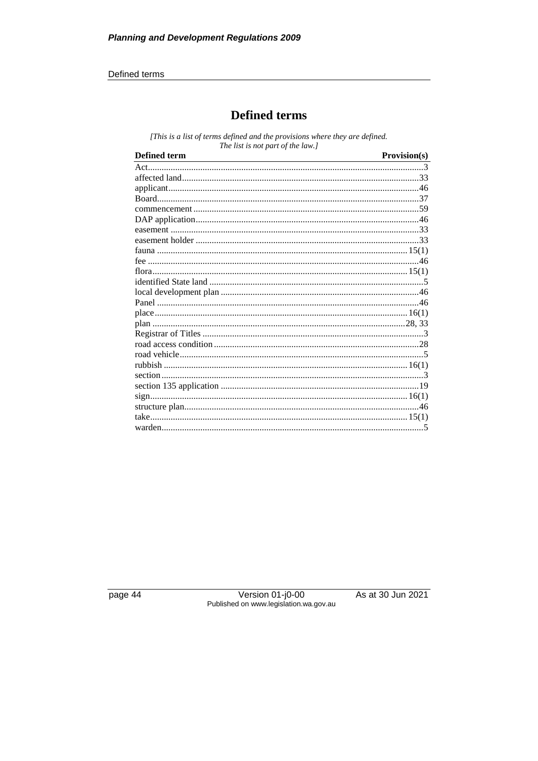# Defined terms

*[This is a list of terms defined and the provisions where they are defined. The list is not part of the law.]*

| Defined term | Provision(s) |
|---|---|
| Act | 3 |
| affected land | 33 |
| applicant | 46 |
| Board | 37 |
| commencement | 59 |
| DAP application | 46 |
| easement | 33 |
| easement holder | 33 |
| fauna | 15(1) |
| fee | 46 |
| flora | 15(1) |
| identified State land | 5 |
| local development plan | 46 |
| Panel | 46 |
| place | 16(1) |
| plan | 28, 33 |
| Registrar of Titles | 3 |
| road access condition | 28 |
| road vehicle | 5 |
| rubbish | 16(1) |
| section | 3 |
| section 135 application | 19 |
| sign | 16(1) |
| structure plan | 46 |
| take | 15(1) |
| warden | 5 |